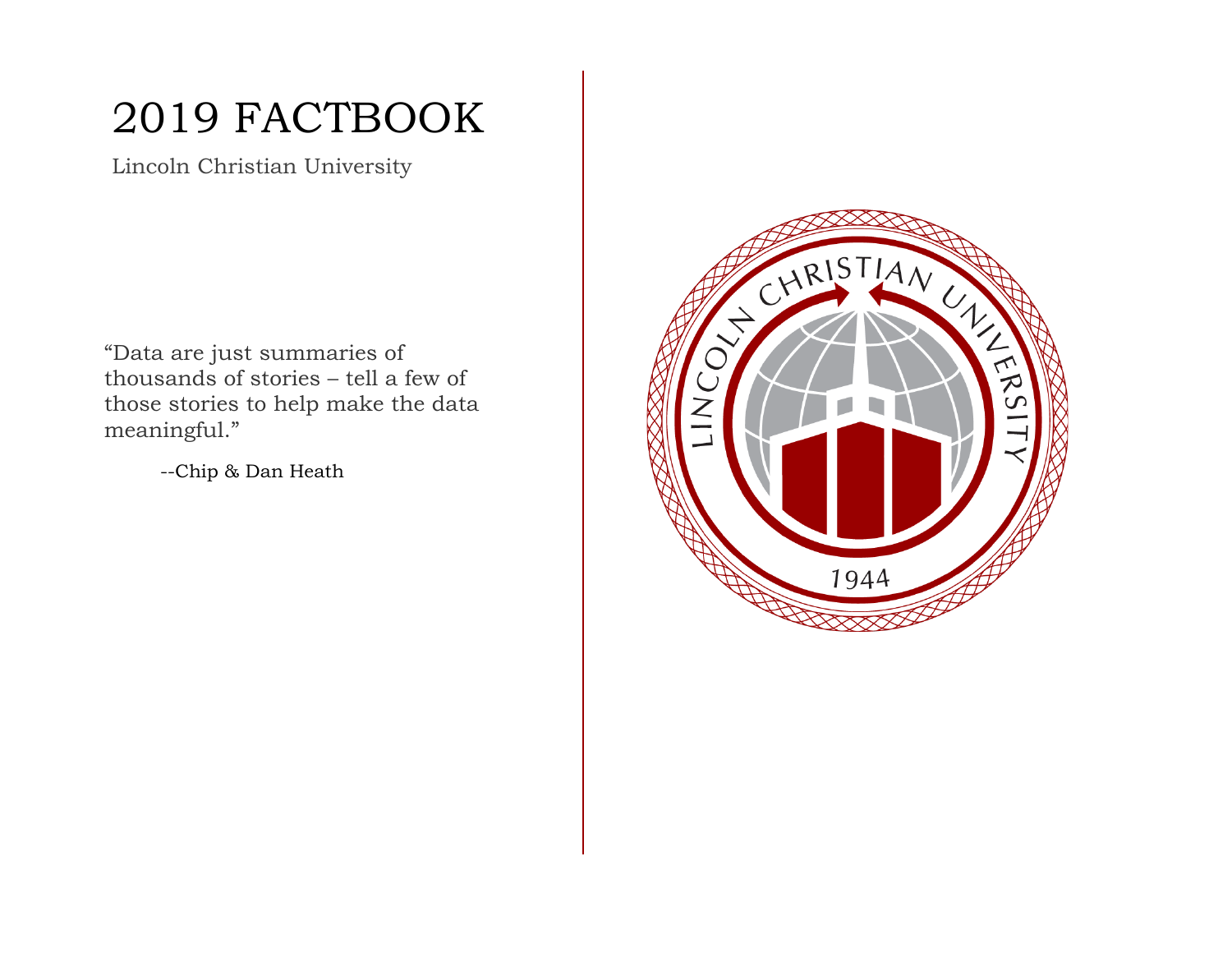# 2019 FACTBOOK

Lincoln Christian University

"Data are just summaries of thousands of stories – tell a few of those stories to help make the data meaningful."

--Chip & Dan Heath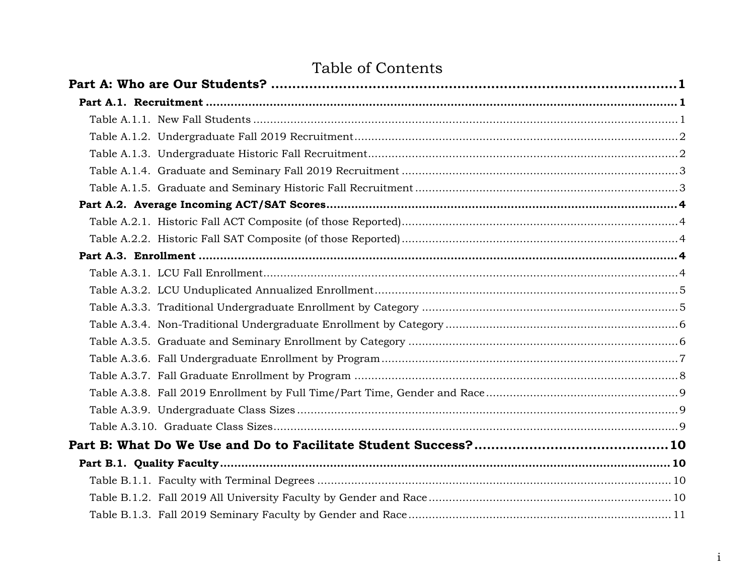# Table of Contents

**Part A: Who are Our Students? ........................................................................................ 1**

**Part A.1. Recruitment ........................................................................................................ 1**

Table A.1.1. New Fall Students ........................................................................................... 1

Table A.1.2. Undergraduate Fall 2019 Recruitment ............................................................ 2

Table A.1.3. Undergraduate Historic Fall Recruitment ........................................................ 2

Table A.1.4. Graduate and Seminary Fall 2019 Recruitment ............................................... 3

Table A.1.5. Graduate and Seminary Historic Fall Recruitment ........................................... 3

**Part A.2. Average Incoming ACT/SAT Scores ..................................................................... 4**

Table A.2.1. Historic Fall ACT Composite (of those Reported) ............................................. 4

Table A.2.2. Historic Fall SAT Composite (of those Reported) ............................................. 4

**Part A.3. Enrollment .......................................................................................................... 4**

Table A.3.1. LCU Fall Enrollment ........................................................................................ 4

Table A.3.2. LCU Unduplicated Annualized Enrollment ...................................................... 5

Table A.3.3. Traditional Undergraduate Enrollment by Category ........................................ 5

Table A.3.4. Non-Traditional Undergraduate Enrollment by Category ................................. 6

Table A.3.5. Graduate and Seminary Enrollment by Category ............................................ 6

Table A.3.6. Fall Undergraduate Enrollment by Program .................................................... 7

Table A.3.7. Fall Graduate Enrollment by Program ............................................................ 8

Table A.3.8. Fall 2019 Enrollment by Full Time/Part Time, Gender and Race ..................... 9

Table A.3.9. Undergraduate Class Sizes ............................................................................. 9

Table A.3.10. Graduate Class Sizes .................................................................................... 9

**Part B: What Do We Use and Do to Facilitate Student Success? ...................................... 10**

**Part B.1. Quality Faculty ................................................................................................... 10**

Table B.1.1. Faculty with Terminal Degrees ...................................................................... 10

Table B.1.2. Fall 2019 All University Faculty by Gender and Race .................................... 10

Table B.1.3. Fall 2019 Seminary Faculty by Gender and Race .......................................... 11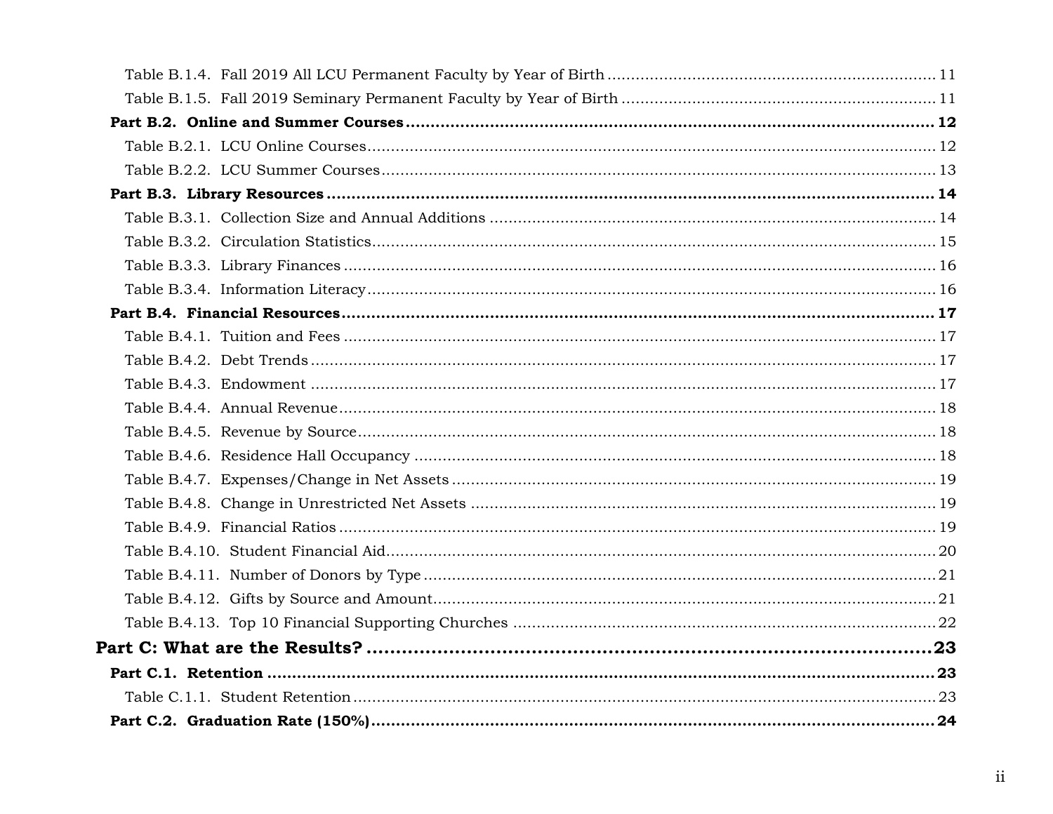Table B.1.4. Fall 2019 All LCU Permanent Faculty by Year of Birth .......... 11

Table B.1.5. Fall 2019 Seminary Permanent Faculty by Year of Birth .......... 11

**Part B.2. Online and Summer Courses .......... 12**

Table B.2.1. LCU Online Courses .......... 12

Table B.2.2. LCU Summer Courses .......... 13

**Part B.3. Library Resources .......... 14**

Table B.3.1. Collection Size and Annual Additions .......... 14

Table B.3.2. Circulation Statistics .......... 15

Table B.3.3. Library Finances .......... 16

Table B.3.4. Information Literacy .......... 16

**Part B.4. Financial Resources .......... 17**

Table B.4.1. Tuition and Fees .......... 17

Table B.4.2. Debt Trends .......... 17

Table B.4.3. Endowment .......... 17

Table B.4.4. Annual Revenue .......... 18

Table B.4.5. Revenue by Source .......... 18

Table B.4.6. Residence Hall Occupancy .......... 18

Table B.4.7. Expenses/Change in Net Assets .......... 19

Table B.4.8. Change in Unrestricted Net Assets .......... 19

Table B.4.9. Financial Ratios .......... 19

Table B.4.10. Student Financial Aid .......... 20

Table B.4.11. Number of Donors by Type .......... 21

Table B.4.12. Gifts by Source and Amount .......... 21

Table B.4.13. Top 10 Financial Supporting Churches .......... 22

**Part C: What are the Results? .......... 23**

**Part C.1. Retention .......... 23**

Table C.1.1. Student Retention .......... 23

**Part C.2. Graduation Rate (150%) .......... 24**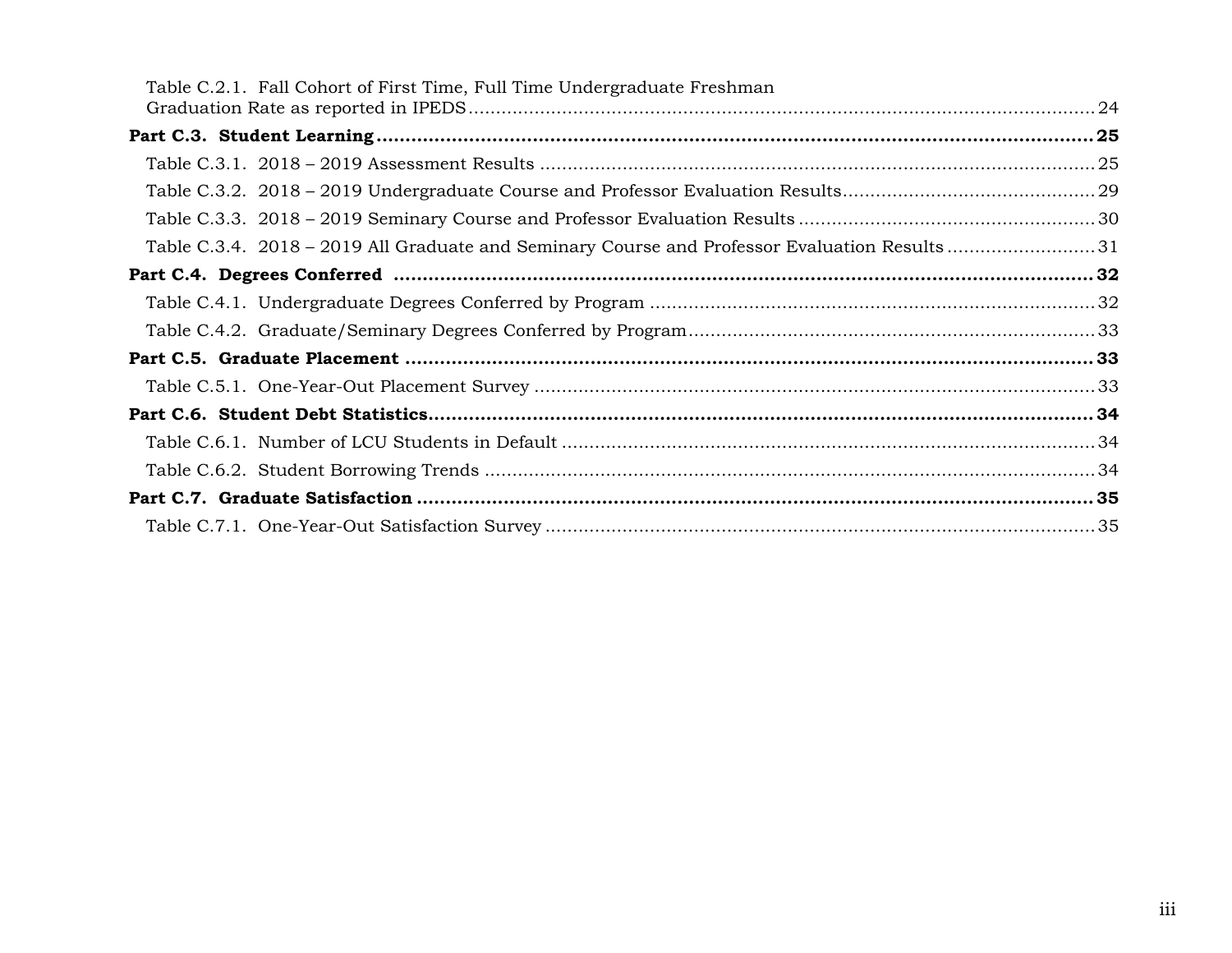Table C.2.1. Fall Cohort of First Time, Full Time Undergraduate Freshman Graduation Rate as reported in IPEDS ..... 24

**Part C.3. Student Learning ..... 25**

Table C.3.1. 2018 – 2019 Assessment Results ..... 25

Table C.3.2. 2018 – 2019 Undergraduate Course and Professor Evaluation Results ..... 29

Table C.3.3. 2018 – 2019 Seminary Course and Professor Evaluation Results ..... 30

Table C.3.4. 2018 – 2019 All Graduate and Seminary Course and Professor Evaluation Results ..... 31

**Part C.4. Degrees Conferred ..... 32**

Table C.4.1. Undergraduate Degrees Conferred by Program ..... 32

Table C.4.2. Graduate/Seminary Degrees Conferred by Program ..... 33

**Part C.5. Graduate Placement ..... 33**

Table C.5.1. One-Year-Out Placement Survey ..... 33

**Part C.6. Student Debt Statistics ..... 34**

Table C.6.1. Number of LCU Students in Default ..... 34

Table C.6.2. Student Borrowing Trends ..... 34

**Part C.7. Graduate Satisfaction ..... 35**

Table C.7.1. One-Year-Out Satisfaction Survey ..... 35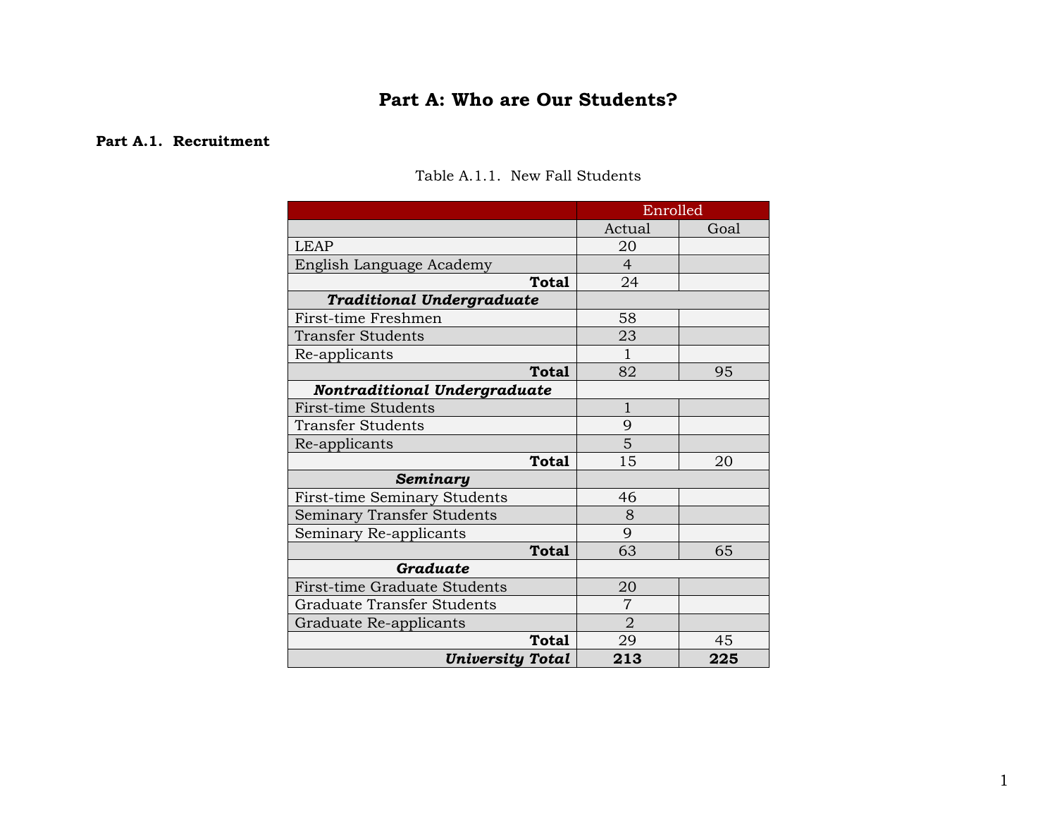# Part A: Who are Our Students?

### Part A.1. Recruitment

Table A.1.1. New Fall Students

| | Enrolled | |
|---|---|---|
| | Actual | Goal |
| LEAP | 20 | |
| English Language Academy | 4 | |
| **Total** | 24 | |
| ***Traditional Undergraduate*** | | |
| First-time Freshmen | 58 | |
| Transfer Students | 23 | |
| Re-applicants | 1 | |
| **Total** | 82 | 95 |
| ***Nontraditional Undergraduate*** | | |
| First-time Students | 1 | |
| Transfer Students | 9 | |
| Re-applicants | 5 | |
| **Total** | 15 | 20 |
| ***Seminary*** | | |
| First-time Seminary Students | 46 | |
| Seminary Transfer Students | 8 | |
| Seminary Re-applicants | 9 | |
| **Total** | 63 | 65 |
| ***Graduate*** | | |
| First-time Graduate Students | 20 | |
| Graduate Transfer Students | 7 | |
| Graduate Re-applicants | 2 | |
| **Total** | 29 | 45 |
| ***University Total*** | **213** | **225** |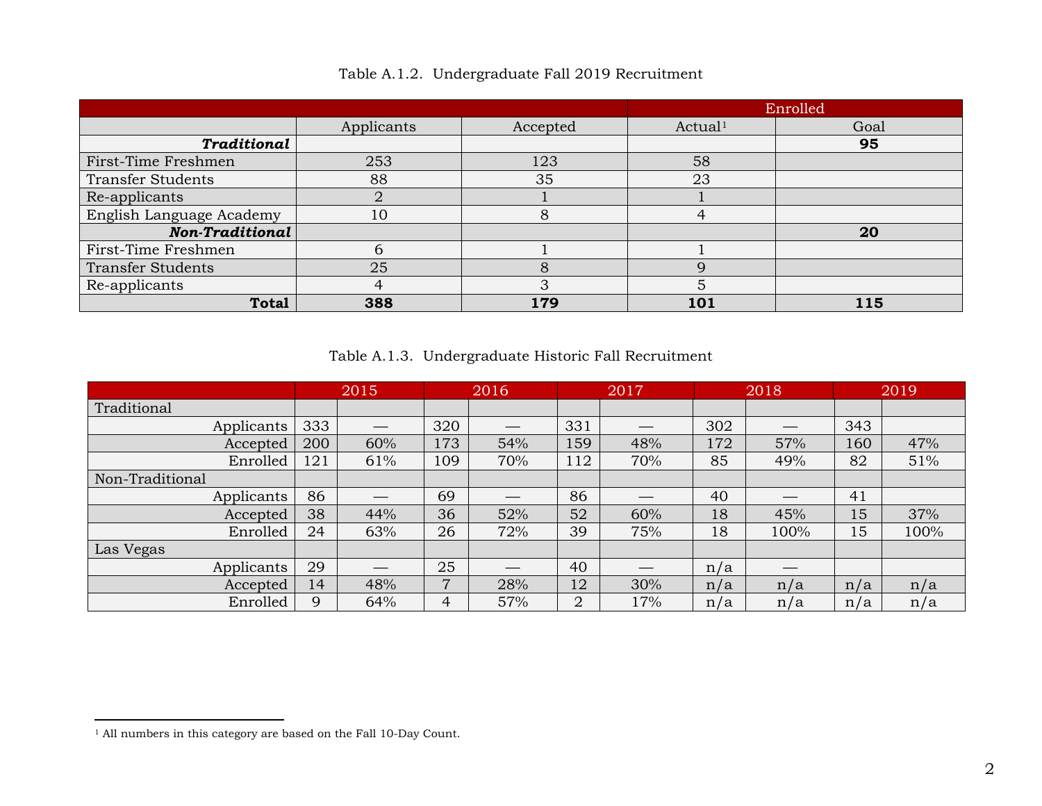Table A.1.2. Undergraduate Fall 2019 Recruitment

| | | | Enrolled | |
|---|---|---|---|---|
| | Applicants | Accepted | Actual[1] | Goal |
| ***Traditional*** | | | | **95** |
| First-Time Freshmen | 253 | 123 | 58 | |
| Transfer Students | 88 | 35 | 23 | |
| Re-applicants | 2 | 1 | 1 | |
| English Language Academy | 10 | 8 | 4 | |
| ***Non-Traditional*** | | | | **20** |
| First-Time Freshmen | 6 | 1 | 1 | |
| Transfer Students | 25 | 8 | 9 | |
| Re-applicants | 4 | 3 | 5 | |
| **Total** | **388** | **179** | **101** | **115** |

Table A.1.3. Undergraduate Historic Fall Recruitment

| | 2015 | | 2016 | | 2017 | | 2018 | | 2019 | |
|---|---|---|---|---|---|---|---|---|---|---|
| Traditional | | | | | | | | | | |
| Applicants | 333 | — | 320 | — | 331 | — | 302 | — | 343 | |
| Accepted | 200 | 60% | 173 | 54% | 159 | 48% | 172 | 57% | 160 | 47% |
| Enrolled | 121 | 61% | 109 | 70% | 112 | 70% | 85 | 49% | 82 | 51% |
| Non-Traditional | | | | | | | | | | |
| Applicants | 86 | — | 69 | — | 86 | — | 40 | — | 41 | |
| Accepted | 38 | 44% | 36 | 52% | 52 | 60% | 18 | 45% | 15 | 37% |
| Enrolled | 24 | 63% | 26 | 72% | 39 | 75% | 18 | 100% | 15 | 100% |
| Las Vegas | | | | | | | | | | |
| Applicants | 29 | — | 25 | — | 40 | — | n/a | — | | |
| Accepted | 14 | 48% | 7 | 28% | 12 | 30% | n/a | n/a | n/a | n/a |
| Enrolled | 9 | 64% | 4 | 57% | 2 | 17% | n/a | n/a | n/a | n/a |

[1] All numbers in this category are based on the Fall 10-Day Count.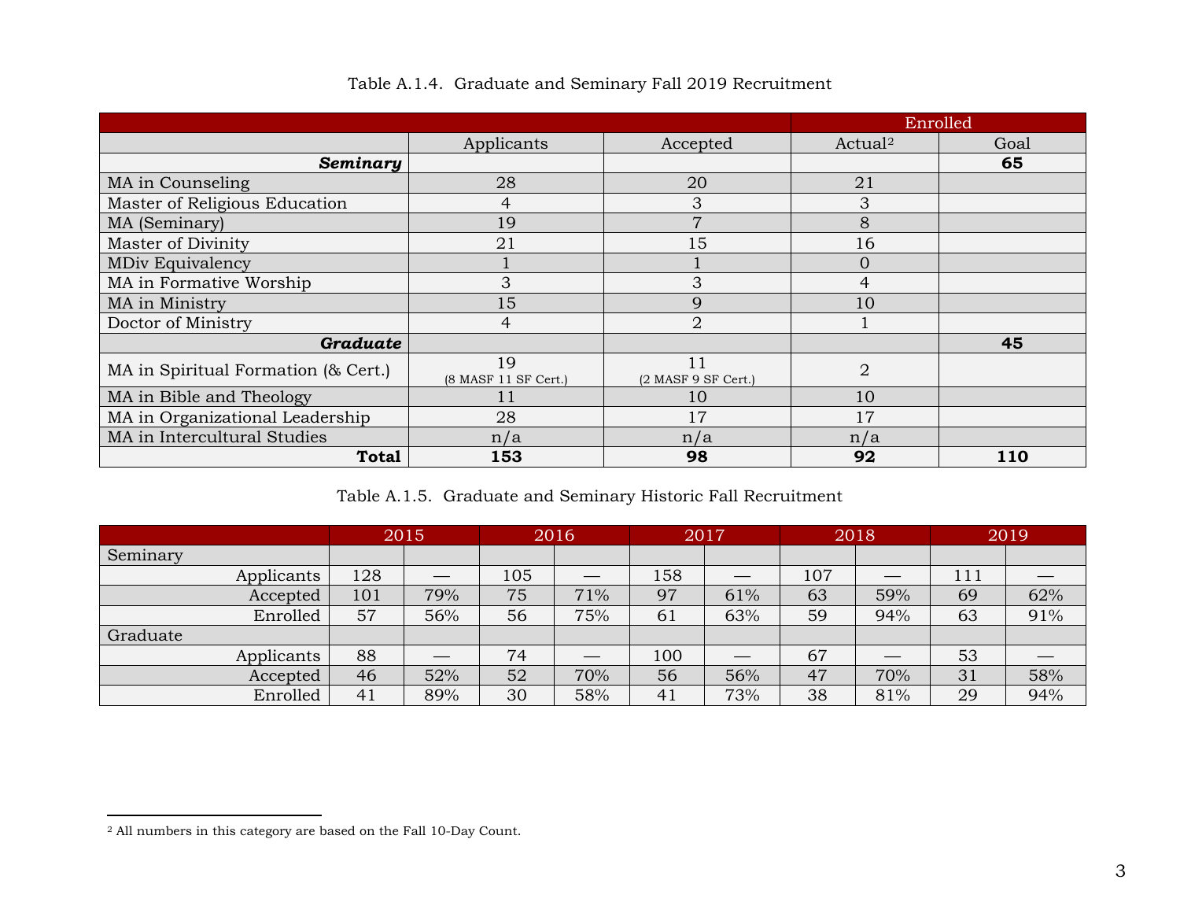Table A.1.4. Graduate and Seminary Fall 2019 Recruitment

| | | | Enrolled | |
|---|---|---|---|---|
| | Applicants | Accepted | Actual[2] | Goal |
| ***Seminary*** | | | | **65** |
| MA in Counseling | 28 | 20 | 21 | |
| Master of Religious Education | 4 | 3 | 3 | |
| MA (Seminary) | 19 | 7 | 8 | |
| Master of Divinity | 21 | 15 | 16 | |
| MDiv Equivalency | 1 | 1 | 0 | |
| MA in Formative Worship | 3 | 3 | 4 | |
| MA in Ministry | 15 | 9 | 10 | |
| Doctor of Ministry | 4 | 2 | 1 | |
| ***Graduate*** | | | | **45** |
| MA in Spiritual Formation (& Cert.) | 19 (8 MASF 11 SF Cert.) | 11 (2 MASF 9 SF Cert.) | 2 | |
| MA in Bible and Theology | 11 | 10 | 10 | |
| MA in Organizational Leadership | 28 | 17 | 17 | |
| MA in Intercultural Studies | n/a | n/a | n/a | |
| **Total** | **153** | **98** | **92** | **110** |

Table A.1.5. Graduate and Seminary Historic Fall Recruitment

| | 2015 | | 2016 | | 2017 | | 2018 | | 2019 | |
|---|---|---|---|---|---|---|---|---|---|---|
| Seminary | | | | | | | | | | |
| Applicants | 128 | — | 105 | — | 158 | — | 107 | — | 111 | — |
| Accepted | 101 | 79% | 75 | 71% | 97 | 61% | 63 | 59% | 69 | 62% |
| Enrolled | 57 | 56% | 56 | 75% | 61 | 63% | 59 | 94% | 63 | 91% |
| Graduate | | | | | | | | | | |
| Applicants | 88 | — | 74 | — | 100 | — | 67 | — | 53 | — |
| Accepted | 46 | 52% | 52 | 70% | 56 | 56% | 47 | 70% | 31 | 58% |
| Enrolled | 41 | 89% | 30 | 58% | 41 | 73% | 38 | 81% | 29 | 94% |

[2] All numbers in this category are based on the Fall 10-Day Count.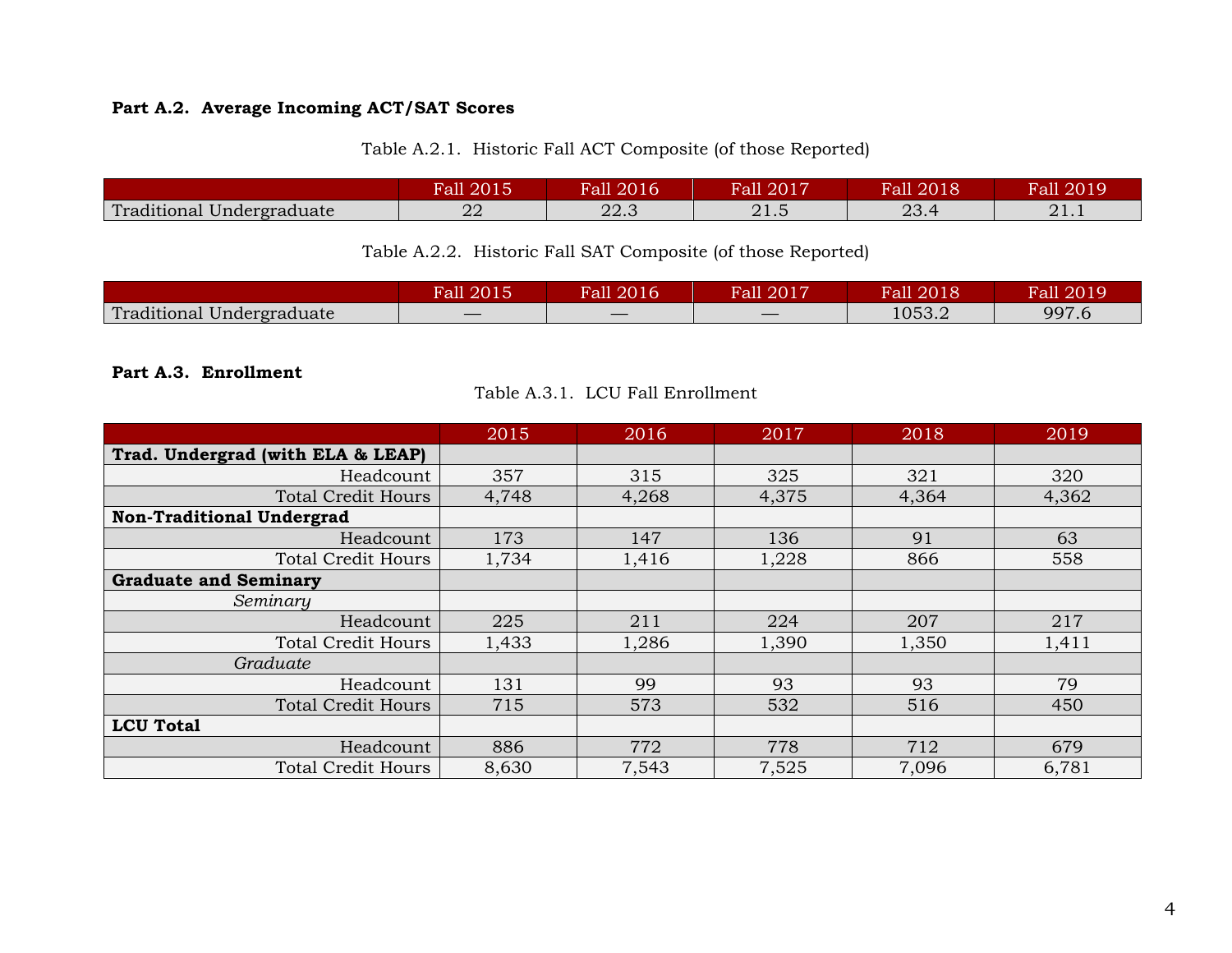### Part A.2. Average Incoming ACT/SAT Scores

Table A.2.1. Historic Fall ACT Composite (of those Reported)

| | Fall 2015 | Fall 2016 | Fall 2017 | Fall 2018 | Fall 2019 |
|---|---|---|---|---|---|
| Traditional Undergraduate | 22 | 22.3 | 21.5 | 23.4 | 21.1 |

Table A.2.2. Historic Fall SAT Composite (of those Reported)

| | Fall 2015 | Fall 2016 | Fall 2017 | Fall 2018 | Fall 2019 |
|---|---|---|---|---|---|
| Traditional Undergraduate | — | — | — | 1053.2 | 997.6 |

### Part A.3. Enrollment

Table A.3.1. LCU Fall Enrollment

| | 2015 | 2016 | 2017 | 2018 | 2019 |
|---|---|---|---|---|---|
| **Trad. Undergrad (with ELA & LEAP)** | | | | | |
| Headcount | 357 | 315 | 325 | 321 | 320 |
| Total Credit Hours | 4,748 | 4,268 | 4,375 | 4,364 | 4,362 |
| **Non-Traditional Undergrad** | | | | | |
| Headcount | 173 | 147 | 136 | 91 | 63 |
| Total Credit Hours | 1,734 | 1,416 | 1,228 | 866 | 558 |
| **Graduate and Seminary** | | | | | |
| *Seminary* | | | | | |
| Headcount | 225 | 211 | 224 | 207 | 217 |
| Total Credit Hours | 1,433 | 1,286 | 1,390 | 1,350 | 1,411 |
| *Graduate* | | | | | |
| Headcount | 131 | 99 | 93 | 93 | 79 |
| Total Credit Hours | 715 | 573 | 532 | 516 | 450 |
| **LCU Total** | | | | | |
| Headcount | 886 | 772 | 778 | 712 | 679 |
| Total Credit Hours | 8,630 | 7,543 | 7,525 | 7,096 | 6,781 |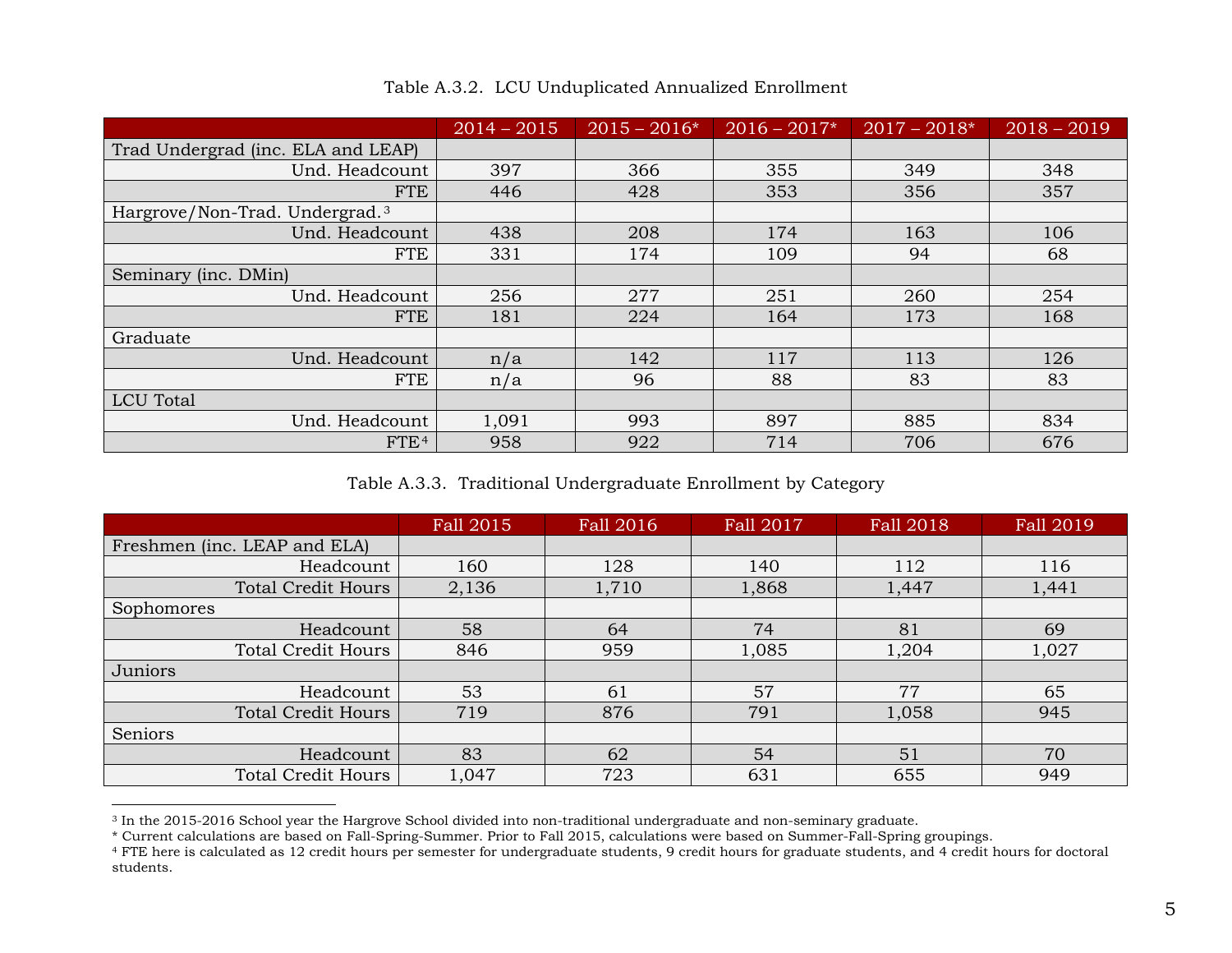Table A.3.2. LCU Unduplicated Annualized Enrollment

| | 2014 – 2015 | 2015 – 2016* | 2016 – 2017* | 2017 – 2018* | 2018 – 2019 |
|---|---|---|---|---|---|
| Trad Undergrad (inc. ELA and LEAP) | | | | | |
| Und. Headcount | 397 | 366 | 355 | 349 | 348 |
| FTE | 446 | 428 | 353 | 356 | 357 |
| Hargrove/Non-Trad. Undergrad.[3] | | | | | |
| Und. Headcount | 438 | 208 | 174 | 163 | 106 |
| FTE | 331 | 174 | 109 | 94 | 68 |
| Seminary (inc. DMin) | | | | | |
| Und. Headcount | 256 | 277 | 251 | 260 | 254 |
| FTE | 181 | 224 | 164 | 173 | 168 |
| Graduate | | | | | |
| Und. Headcount | n/a | 142 | 117 | 113 | 126 |
| FTE | n/a | 96 | 88 | 83 | 83 |
| LCU Total | | | | | |
| Und. Headcount | 1,091 | 993 | 897 | 885 | 834 |
| FTE[4] | 958 | 922 | 714 | 706 | 676 |

Table A.3.3. Traditional Undergraduate Enrollment by Category

| | Fall 2015 | Fall 2016 | Fall 2017 | Fall 2018 | Fall 2019 |
|---|---|---|---|---|---|
| Freshmen (inc. LEAP and ELA) | | | | | |
| Headcount | 160 | 128 | 140 | 112 | 116 |
| Total Credit Hours | 2,136 | 1,710 | 1,868 | 1,447 | 1,441 |
| Sophomores | | | | | |
| Headcount | 58 | 64 | 74 | 81 | 69 |
| Total Credit Hours | 846 | 959 | 1,085 | 1,204 | 1,027 |
| Juniors | | | | | |
| Headcount | 53 | 61 | 57 | 77 | 65 |
| Total Credit Hours | 719 | 876 | 791 | 1,058 | 945 |
| Seniors | | | | | |
| Headcount | 83 | 62 | 54 | 51 | 70 |
| Total Credit Hours | 1,047 | 723 | 631 | 655 | 949 |

[3] In the 2015-2016 School year the Hargrove School divided into non-traditional undergraduate and non-seminary graduate.

* Current calculations are based on Fall-Spring-Summer. Prior to Fall 2015, calculations were based on Summer-Fall-Spring groupings.

[4] FTE here is calculated as 12 credit hours per semester for undergraduate students, 9 credit hours for graduate students, and 4 credit hours for doctoral students.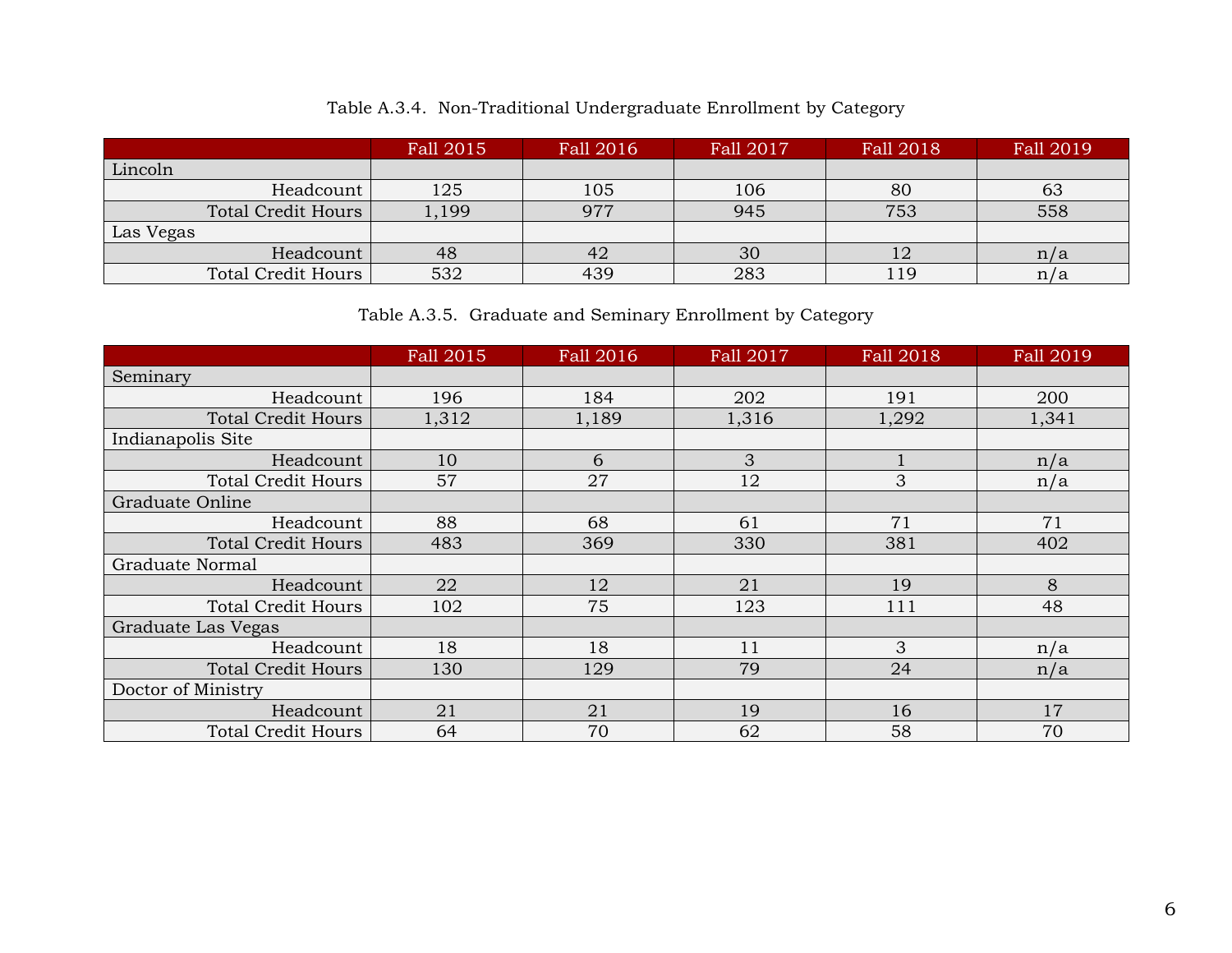Table A.3.4. Non-Traditional Undergraduate Enrollment by Category

| | Fall 2015 | Fall 2016 | Fall 2017 | Fall 2018 | Fall 2019 |
|---|---|---|---|---|---|
| Lincoln | | | | | |
| Headcount | 125 | 105 | 106 | 80 | 63 |
| Total Credit Hours | 1,199 | 977 | 945 | 753 | 558 |
| Las Vegas | | | | | |
| Headcount | 48 | 42 | 30 | 12 | n/a |
| Total Credit Hours | 532 | 439 | 283 | 119 | n/a |

Table A.3.5. Graduate and Seminary Enrollment by Category

| | Fall 2015 | Fall 2016 | Fall 2017 | Fall 2018 | Fall 2019 |
|---|---|---|---|---|---|
| Seminary | | | | | |
| Headcount | 196 | 184 | 202 | 191 | 200 |
| Total Credit Hours | 1,312 | 1,189 | 1,316 | 1,292 | 1,341 |
| Indianapolis Site | | | | | |
| Headcount | 10 | 6 | 3 | 1 | n/a |
| Total Credit Hours | 57 | 27 | 12 | 3 | n/a |
| Graduate Online | | | | | |
| Headcount | 88 | 68 | 61 | 71 | 71 |
| Total Credit Hours | 483 | 369 | 330 | 381 | 402 |
| Graduate Normal | | | | | |
| Headcount | 22 | 12 | 21 | 19 | 8 |
| Total Credit Hours | 102 | 75 | 123 | 111 | 48 |
| Graduate Las Vegas | | | | | |
| Headcount | 18 | 18 | 11 | 3 | n/a |
| Total Credit Hours | 130 | 129 | 79 | 24 | n/a |
| Doctor of Ministry | | | | | |
| Headcount | 21 | 21 | 19 | 16 | 17 |
| Total Credit Hours | 64 | 70 | 62 | 58 | 70 |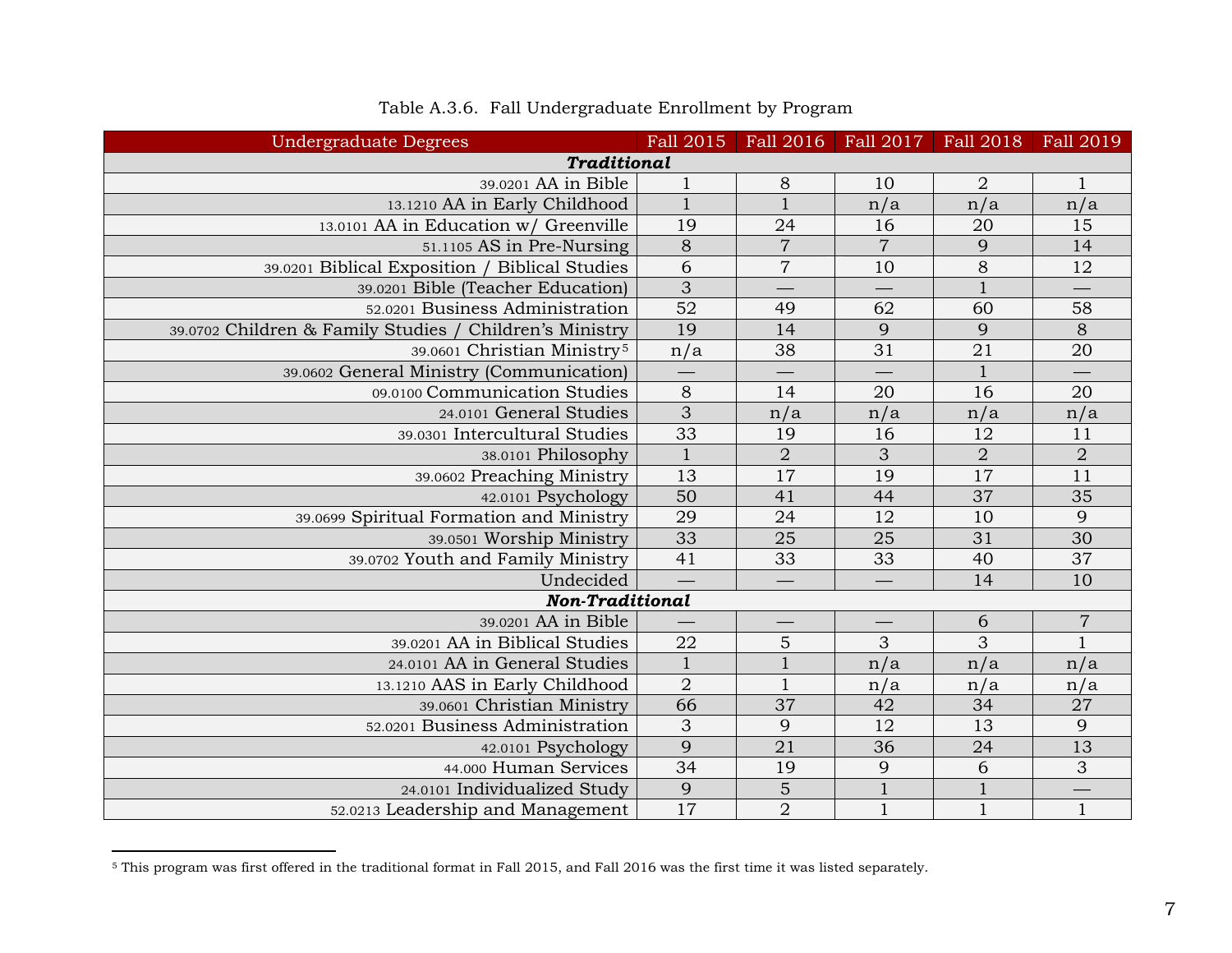Table A.3.6. Fall Undergraduate Enrollment by Program

| Undergraduate Degrees | Fall 2015 | Fall 2016 | Fall 2017 | Fall 2018 | Fall 2019 |
|---|---|---|---|---|---|
| ***Traditional*** | | | | | |
| 39.0201 AA in Bible | 1 | 8 | 10 | 2 | 1 |
| 13.1210 AA in Early Childhood | 1 | 1 | n/a | n/a | n/a |
| 13.0101 AA in Education w/ Greenville | 19 | 24 | 16 | 20 | 15 |
| 51.1105 AS in Pre-Nursing | 8 | 7 | 7 | 9 | 14 |
| 39.0201 Biblical Exposition / Biblical Studies | 6 | 7 | 10 | 8 | 12 |
| 39.0201 Bible (Teacher Education) | 3 | — | — | 1 | — |
| 52.0201 Business Administration | 52 | 49 | 62 | 60 | 58 |
| 39.0702 Children & Family Studies / Children's Ministry | 19 | 14 | 9 | 9 | 8 |
| 39.0601 Christian Ministry[5] | n/a | 38 | 31 | 21 | 20 |
| 39.0602 General Ministry (Communication) | — | — | — | 1 | — |
| 09.0100 Communication Studies | 8 | 14 | 20 | 16 | 20 |
| 24.0101 General Studies | 3 | n/a | n/a | n/a | n/a |
| 39.0301 Intercultural Studies | 33 | 19 | 16 | 12 | 11 |
| 38.0101 Philosophy | 1 | 2 | 3 | 2 | 2 |
| 39.0602 Preaching Ministry | 13 | 17 | 19 | 17 | 11 |
| 42.0101 Psychology | 50 | 41 | 44 | 37 | 35 |
| 39.0699 Spiritual Formation and Ministry | 29 | 24 | 12 | 10 | 9 |
| 39.0501 Worship Ministry | 33 | 25 | 25 | 31 | 30 |
| 39.0702 Youth and Family Ministry | 41 | 33 | 33 | 40 | 37 |
| Undecided | — | — | — | 14 | 10 |
| ***Non-Traditional*** | | | | | |
| 39.0201 AA in Bible | — | — | — | 6 | 7 |
| 39.0201 AA in Biblical Studies | 22 | 5 | 3 | 3 | 1 |
| 24.0101 AA in General Studies | 1 | 1 | n/a | n/a | n/a |
| 13.1210 AAS in Early Childhood | 2 | 1 | n/a | n/a | n/a |
| 39.0601 Christian Ministry | 66 | 37 | 42 | 34 | 27 |
| 52.0201 Business Administration | 3 | 9 | 12 | 13 | 9 |
| 42.0101 Psychology | 9 | 21 | 36 | 24 | 13 |
| 44.000 Human Services | 34 | 19 | 9 | 6 | 3 |
| 24.0101 Individualized Study | 9 | 5 | 1 | 1 | — |
| 52.0213 Leadership and Management | 17 | 2 | 1 | 1 | 1 |

[5] This program was first offered in the traditional format in Fall 2015, and Fall 2016 was the first time it was listed separately.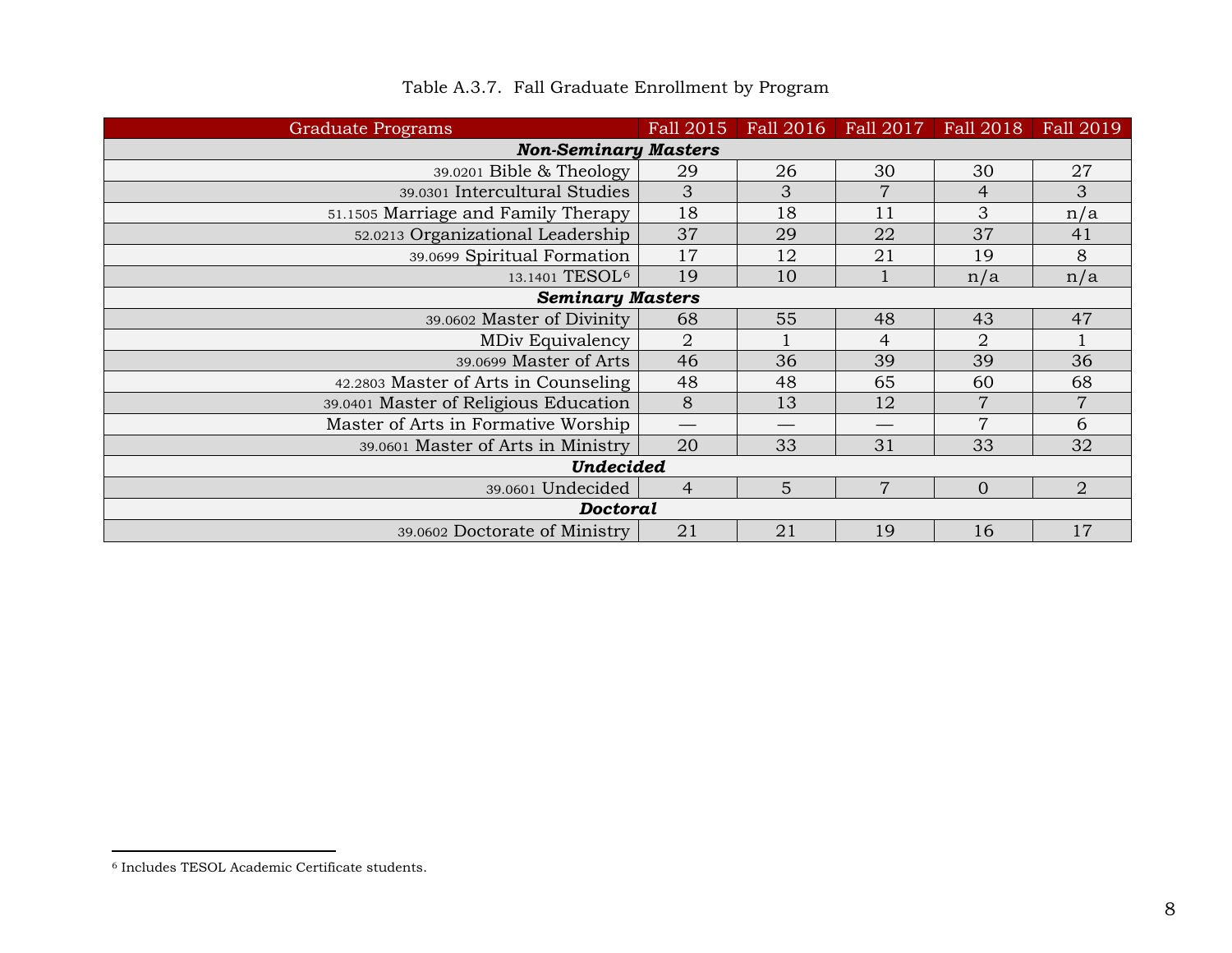Table A.3.7. Fall Graduate Enrollment by Program

| Graduate Programs | Fall 2015 | Fall 2016 | Fall 2017 | Fall 2018 | Fall 2019 |
|---|---|---|---|---|---|
| ***Non-Seminary Masters*** | | | | | |
| 39.0201 Bible & Theology | 29 | 26 | 30 | 30 | 27 |
| 39.0301 Intercultural Studies | 3 | 3 | 7 | 4 | 3 |
| 51.1505 Marriage and Family Therapy | 18 | 18 | 11 | 3 | n/a |
| 52.0213 Organizational Leadership | 37 | 29 | 22 | 37 | 41 |
| 39.0699 Spiritual Formation | 17 | 12 | 21 | 19 | 8 |
| 13.1401 TESOL[6] | 19 | 10 | 1 | n/a | n/a |
| ***Seminary Masters*** | | | | | |
| 39.0602 Master of Divinity | 68 | 55 | 48 | 43 | 47 |
| MDiv Equivalency | 2 | 1 | 4 | 2 | 1 |
| 39.0699 Master of Arts | 46 | 36 | 39 | 39 | 36 |
| 42.2803 Master of Arts in Counseling | 48 | 48 | 65 | 60 | 68 |
| 39.0401 Master of Religious Education | 8 | 13 | 12 | 7 | 7 |
| Master of Arts in Formative Worship | — | — | — | 7 | 6 |
| 39.0601 Master of Arts in Ministry | 20 | 33 | 31 | 33 | 32 |
| ***Undecided*** | | | | | |
| 39.0601 Undecided | 4 | 5 | 7 | 0 | 2 |
| ***Doctoral*** | | | | | |
| 39.0602 Doctorate of Ministry | 21 | 21 | 19 | 16 | 17 |

[6] Includes TESOL Academic Certificate students.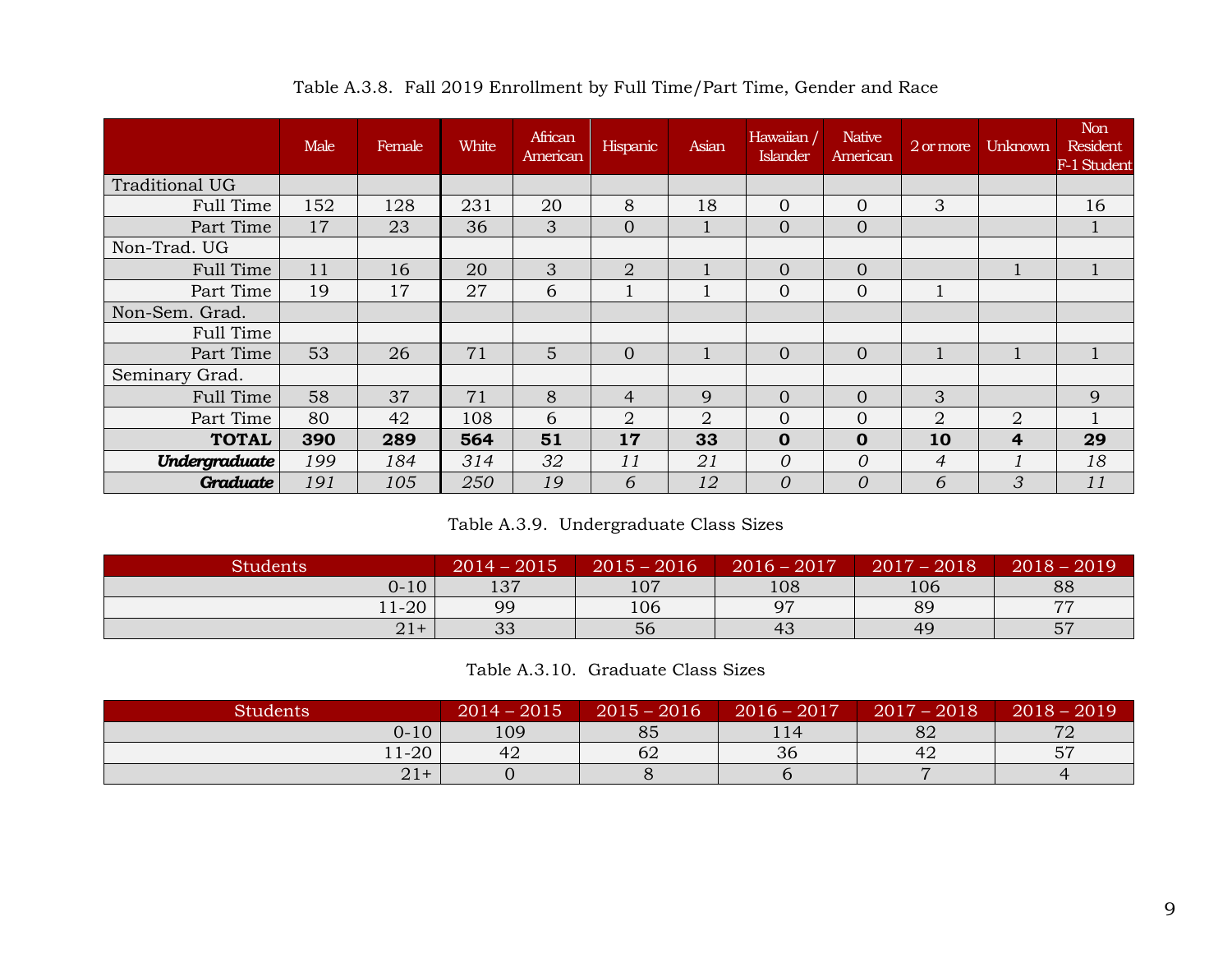Table A.3.8. Fall 2019 Enrollment by Full Time/Part Time, Gender and Race

| | Male | Female | White | African American | Hispanic | Asian | Hawaiian / Islander | Native American | 2 or more | Unknown | Non Resident F-1 Student |
|---|---|---|---|---|---|---|---|---|---|---|---|
| Traditional UG | | | | | | | | | | | |
| Full Time | 152 | 128 | 231 | 20 | 8 | 18 | 0 | 0 | 3 | | 16 |
| Part Time | 17 | 23 | 36 | 3 | 0 | 1 | 0 | 0 | | | 1 |
| Non-Trad. UG | | | | | | | | | | | |
| Full Time | 11 | 16 | 20 | 3 | 2 | 1 | 0 | 0 | | 1 | 1 |
| Part Time | 19 | 17 | 27 | 6 | 1 | 1 | 0 | 0 | 1 | | |
| Non-Sem. Grad. | | | | | | | | | | | |
| Full Time | | | | | | | | | | | |
| Part Time | 53 | 26 | 71 | 5 | 0 | 1 | 0 | 0 | 1 | 1 | 1 |
| Seminary Grad. | | | | | | | | | | | |
| Full Time | 58 | 37 | 71 | 8 | 4 | 9 | 0 | 0 | 3 | | 9 |
| Part Time | 80 | 42 | 108 | 6 | 2 | 2 | 0 | 0 | 2 | 2 | 1 |
| **TOTAL** | **390** | **289** | **564** | **51** | **17** | **33** | **0** | **0** | **10** | **4** | **29** |
| ***Undergraduate*** | *199* | *184* | *314* | *32* | *11* | *21* | *0* | *0* | *4* | *1* | *18* |
| ***Graduate*** | *191* | *105* | *250* | *19* | *6* | *12* | *0* | *0* | *6* | *3* | *11* |

Table A.3.9. Undergraduate Class Sizes

| Students | 2014 – 2015 | 2015 – 2016 | 2016 – 2017 | 2017 – 2018 | 2018 – 2019 |
|---|---|---|---|---|---|
| 0-10 | 137 | 107 | 108 | 106 | 88 |
| 11-20 | 99 | 106 | 97 | 89 | 77 |
| 21+ | 33 | 56 | 43 | 49 | 57 |

Table A.3.10. Graduate Class Sizes

| Students | 2014 – 2015 | 2015 – 2016 | 2016 – 2017 | 2017 – 2018 | 2018 – 2019 |
|---|---|---|---|---|---|
| 0-10 | 109 | 85 | 114 | 82 | 72 |
| 11-20 | 42 | 62 | 36 | 42 | 57 |
| 21+ | 0 | 8 | 6 | 7 | 4 |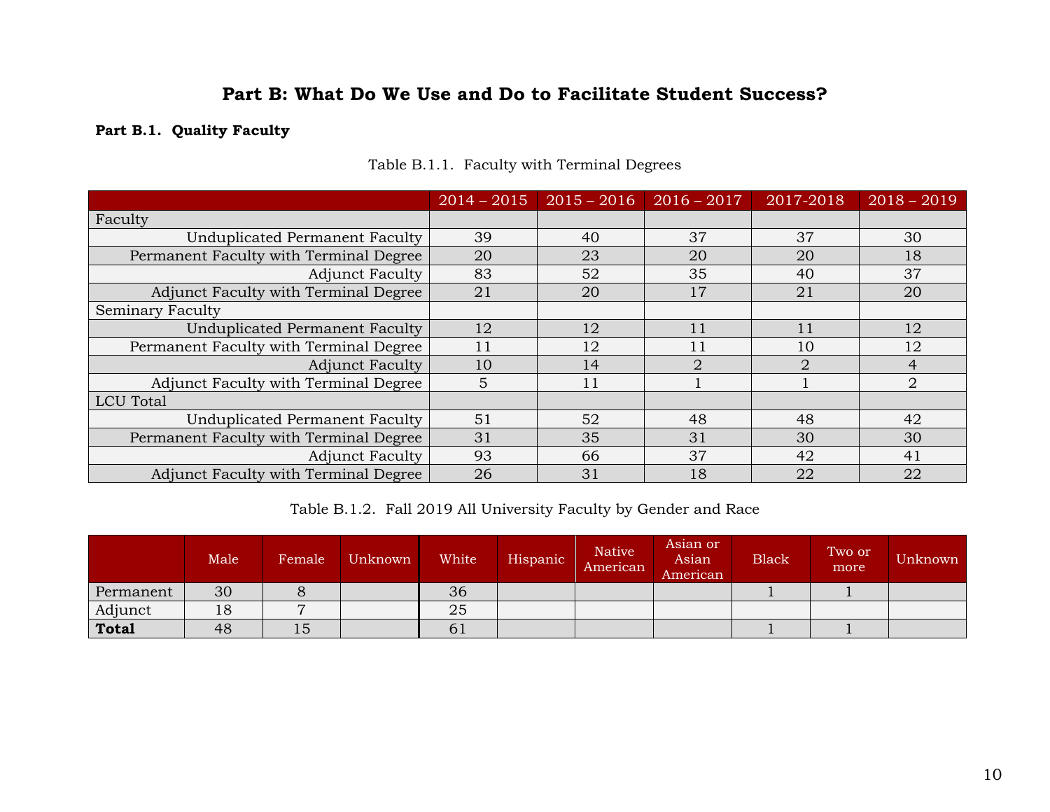# Part B: What Do We Use and Do to Facilitate Student Success?

## Part B.1. Quality Faculty

Table B.1.1. Faculty with Terminal Degrees

| | 2014 – 2015 | 2015 – 2016 | 2016 – 2017 | 2017-2018 | 2018 – 2019 |
|---|---|---|---|---|---|
| Faculty | | | | | |
| Unduplicated Permanent Faculty | 39 | 40 | 37 | 37 | 30 |
| Permanent Faculty with Terminal Degree | 20 | 23 | 20 | 20 | 18 |
| Adjunct Faculty | 83 | 52 | 35 | 40 | 37 |
| Adjunct Faculty with Terminal Degree | 21 | 20 | 17 | 21 | 20 |
| Seminary Faculty | | | | | |
| Unduplicated Permanent Faculty | 12 | 12 | 11 | 11 | 12 |
| Permanent Faculty with Terminal Degree | 11 | 12 | 11 | 10 | 12 |
| Adjunct Faculty | 10 | 14 | 2 | 2 | 4 |
| Adjunct Faculty with Terminal Degree | 5 | 11 | 1 | 1 | 2 |
| LCU Total | | | | | |
| Unduplicated Permanent Faculty | 51 | 52 | 48 | 48 | 42 |
| Permanent Faculty with Terminal Degree | 31 | 35 | 31 | 30 | 30 |
| Adjunct Faculty | 93 | 66 | 37 | 42 | 41 |
| Adjunct Faculty with Terminal Degree | 26 | 31 | 18 | 22 | 22 |

Table B.1.2. Fall 2019 All University Faculty by Gender and Race

| | Male | Female | Unknown | White | Hispanic | Native American | Asian or Asian American | Black | Two or more | Unknown |
|---|---|---|---|---|---|---|---|---|---|---|
| Permanent | 30 | 8 | | 36 | | | | 1 | 1 | |
| Adjunct | 18 | 7 | | 25 | | | | | | |
| **Total** | 48 | 15 | | 61 | | | | 1 | 1 | |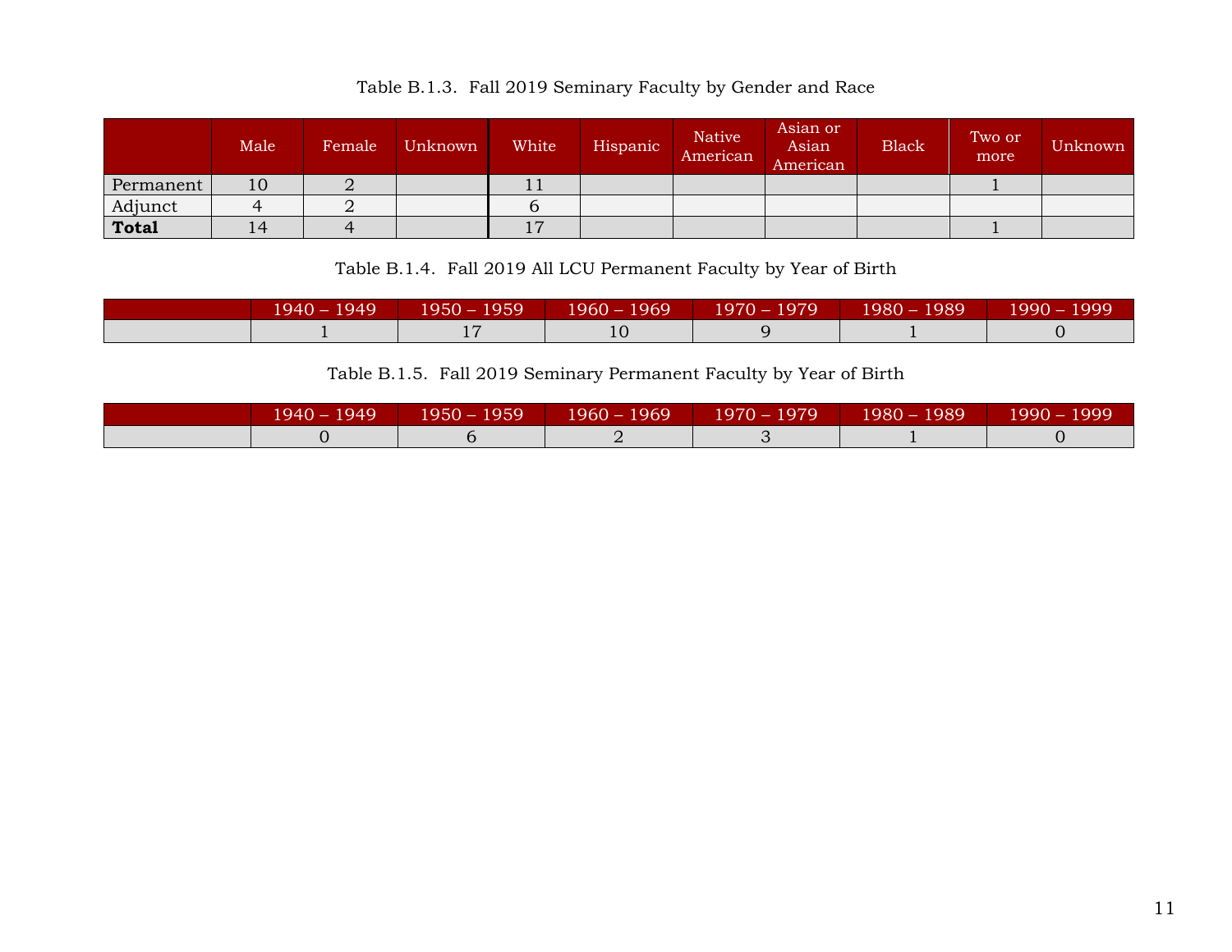Table B.1.3. Fall 2019 Seminary Faculty by Gender and Race

| | Male | Female | Unknown | White | Hispanic | Native American | Asian or Asian American | Black | Two or more | Unknown |
|---|---|---|---|---|---|---|---|---|---|---|
| Permanent | 10 | 2 | | 11 | | | | | 1 | |
| Adjunct | 4 | 2 | | 6 | | | | | | |
| **Total** | 14 | 4 | | 17 | | | | | 1 | |

Table B.1.4. Fall 2019 All LCU Permanent Faculty by Year of Birth

| | 1940 – 1949 | 1950 – 1959 | 1960 – 1969 | 1970 – 1979 | 1980 – 1989 | 1990 – 1999 |
|---|---|---|---|---|---|---|
| | 1 | 17 | 10 | 9 | 1 | 0 |

Table B.1.5. Fall 2019 Seminary Permanent Faculty by Year of Birth

| | 1940 – 1949 | 1950 – 1959 | 1960 – 1969 | 1970 – 1979 | 1980 – 1989 | 1990 – 1999 |
|---|---|---|---|---|---|---|
| | 0 | 6 | 2 | 3 | 1 | 0 |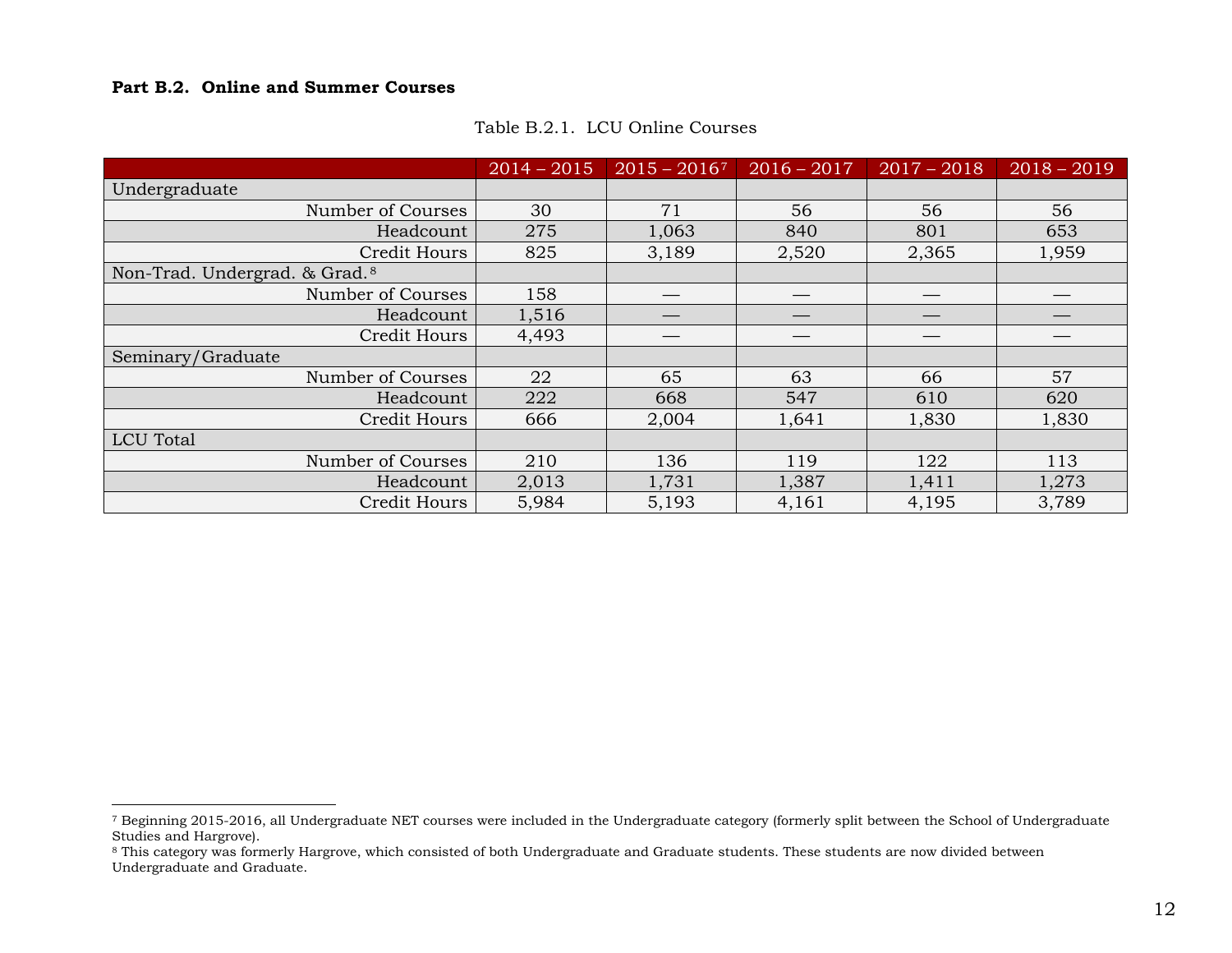**Part B.2. Online and Summer Courses**

Table B.2.1. LCU Online Courses

| | 2014 – 2015 | 2015 – 2016[7] | 2016 – 2017 | 2017 – 2018 | 2018 – 2019 |
|---|---|---|---|---|---|
| Undergraduate | | | | | |
| Number of Courses | 30 | 71 | 56 | 56 | 56 |
| Headcount | 275 | 1,063 | 840 | 801 | 653 |
| Credit Hours | 825 | 3,189 | 2,520 | 2,365 | 1,959 |
| Non-Trad. Undergrad. & Grad.[8] | | | | | |
| Number of Courses | 158 | — | — | — | — |
| Headcount | 1,516 | — | — | — | — |
| Credit Hours | 4,493 | — | — | — | — |
| Seminary/Graduate | | | | | |
| Number of Courses | 22 | 65 | 63 | 66 | 57 |
| Headcount | 222 | 668 | 547 | 610 | 620 |
| Credit Hours | 666 | 2,004 | 1,641 | 1,830 | 1,830 |
| LCU Total | | | | | |
| Number of Courses | 210 | 136 | 119 | 122 | 113 |
| Headcount | 2,013 | 1,731 | 1,387 | 1,411 | 1,273 |
| Credit Hours | 5,984 | 5,193 | 4,161 | 4,195 | 3,789 |

[7] Beginning 2015-2016, all Undergraduate NET courses were included in the Undergraduate category (formerly split between the School of Undergraduate Studies and Hargrove).

[8] This category was formerly Hargrove, which consisted of both Undergraduate and Graduate students. These students are now divided between Undergraduate and Graduate.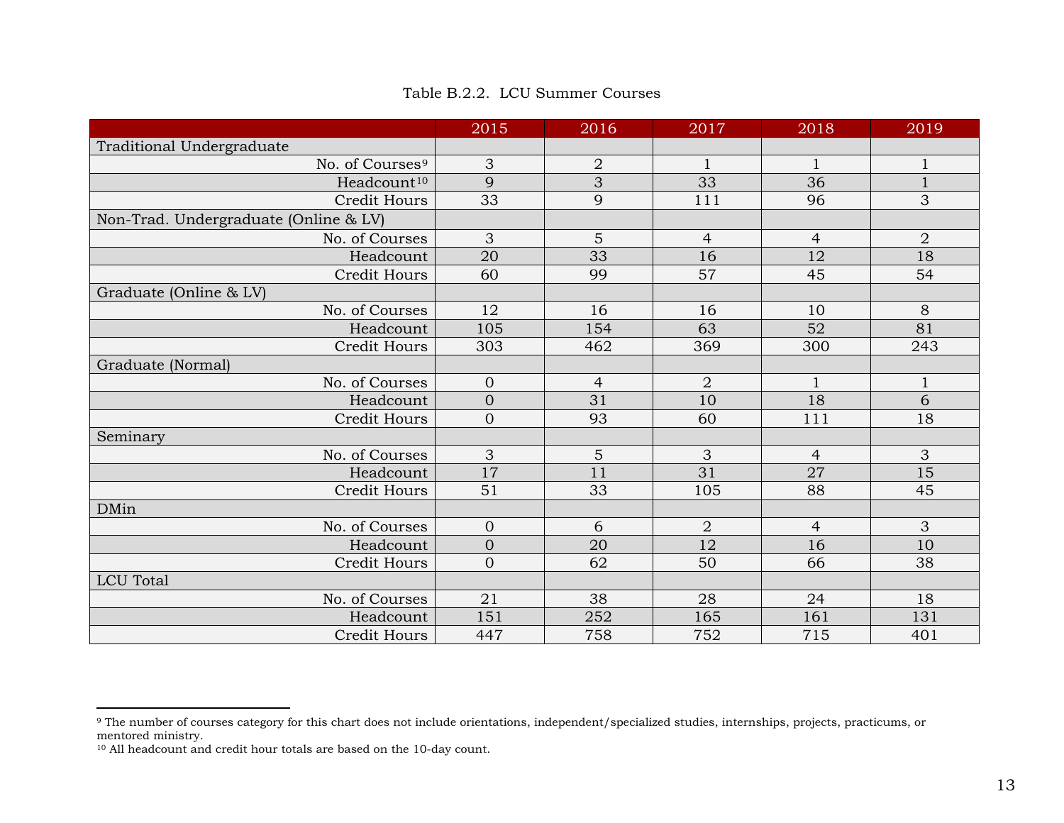Table B.2.2. LCU Summer Courses

| | 2015 | 2016 | 2017 | 2018 | 2019 |
|---|---|---|---|---|---|
| Traditional Undergraduate | | | | | |
| No. of Courses[9] | 3 | 2 | 1 | 1 | 1 |
| Headcount[10] | 9 | 3 | 33 | 36 | 1 |
| Credit Hours | 33 | 9 | 111 | 96 | 3 |
| Non-Trad. Undergraduate (Online & LV) | | | | | |
| No. of Courses | 3 | 5 | 4 | 4 | 2 |
| Headcount | 20 | 33 | 16 | 12 | 18 |
| Credit Hours | 60 | 99 | 57 | 45 | 54 |
| Graduate (Online & LV) | | | | | |
| No. of Courses | 12 | 16 | 16 | 10 | 8 |
| Headcount | 105 | 154 | 63 | 52 | 81 |
| Credit Hours | 303 | 462 | 369 | 300 | 243 |
| Graduate (Normal) | | | | | |
| No. of Courses | 0 | 4 | 2 | 1 | 1 |
| Headcount | 0 | 31 | 10 | 18 | 6 |
| Credit Hours | 0 | 93 | 60 | 111 | 18 |
| Seminary | | | | | |
| No. of Courses | 3 | 5 | 3 | 4 | 3 |
| Headcount | 17 | 11 | 31 | 27 | 15 |
| Credit Hours | 51 | 33 | 105 | 88 | 45 |
| DMin | | | | | |
| No. of Courses | 0 | 6 | 2 | 4 | 3 |
| Headcount | 0 | 20 | 12 | 16 | 10 |
| Credit Hours | 0 | 62 | 50 | 66 | 38 |
| LCU Total | | | | | |
| No. of Courses | 21 | 38 | 28 | 24 | 18 |
| Headcount | 151 | 252 | 165 | 161 | 131 |
| Credit Hours | 447 | 758 | 752 | 715 | 401 |

[9] The number of courses category for this chart does not include orientations, independent/specialized studies, internships, projects, practicums, or mentored ministry.

[10] All headcount and credit hour totals are based on the 10-day count.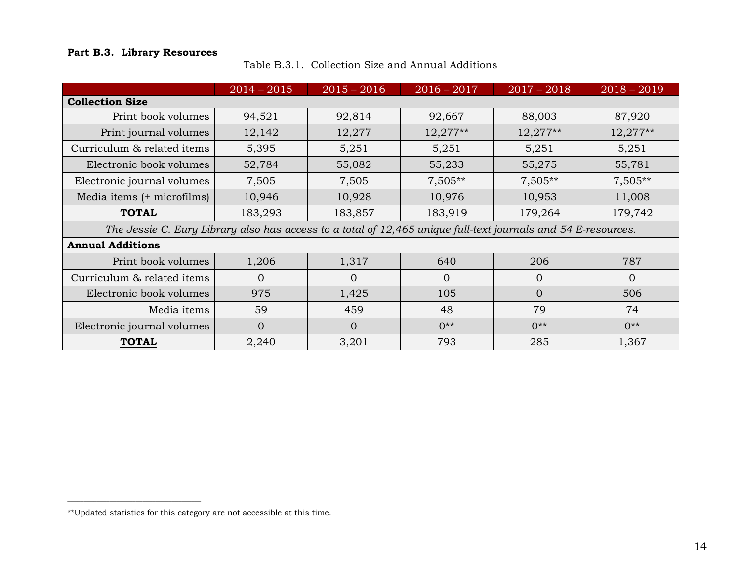**Part B.3. Library Resources**

Table B.3.1. Collection Size and Annual Additions

| | 2014 – 2015 | 2015 – 2016 | 2016 – 2017 | 2017 – 2018 | 2018 – 2019 |
|---|---|---|---|---|---|
| **Collection Size** | | | | | |
| Print book volumes | 94,521 | 92,814 | 92,667 | 88,003 | 87,920 |
| Print journal volumes | 12,142 | 12,277 | 12,277** | 12,277** | 12,277** |
| Curriculum & related items | 5,395 | 5,251 | 5,251 | 5,251 | 5,251 |
| Electronic book volumes | 52,784 | 55,082 | 55,233 | 55,275 | 55,781 |
| Electronic journal volumes | 7,505 | 7,505 | 7,505** | 7,505** | 7,505** |
| Media items (+ microfilms) | 10,946 | 10,928 | 10,976 | 10,953 | 11,008 |
| **TOTAL** | 183,293 | 183,857 | 183,919 | 179,264 | 179,742 |
| *The Jessie C. Eury Library also has access to a total of 12,465 unique full-text journals and 54 E-resources.* | | | | | |
| **Annual Additions** | | | | | |
| Print book volumes | 1,206 | 1,317 | 640 | 206 | 787 |
| Curriculum & related items | 0 | 0 | 0 | 0 | 0 |
| Electronic book volumes | 975 | 1,425 | 105 | 0 | 506 |
| Media items | 59 | 459 | 48 | 79 | 74 |
| Electronic journal volumes | 0 | 0 | 0** | 0** | 0** |
| **TOTAL** | 2,240 | 3,201 | 793 | 285 | 1,367 |

**Updated statistics for this category are not accessible at this time.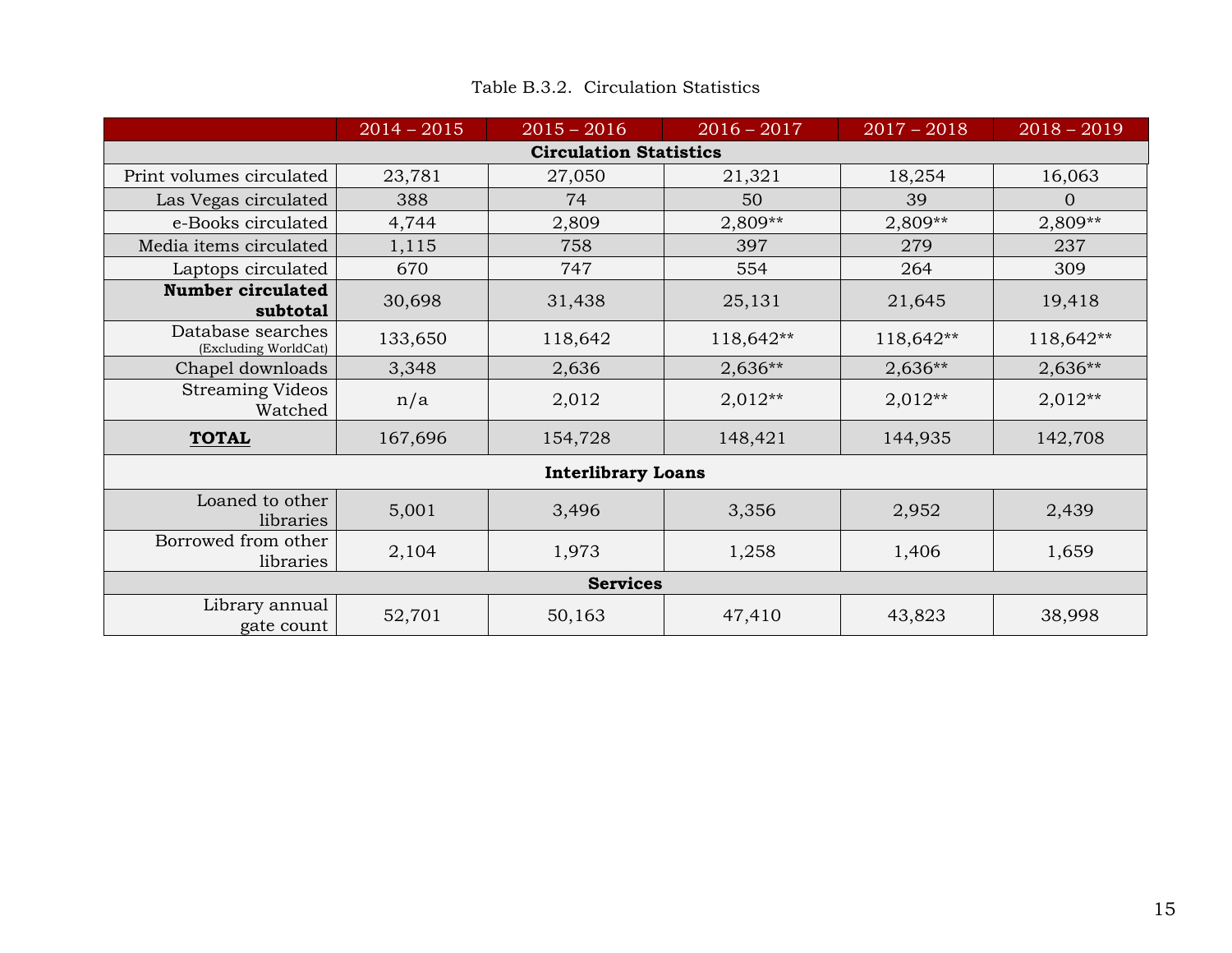Table B.3.2. Circulation Statistics

| | 2014 – 2015 | 2015 – 2016 | 2016 – 2017 | 2017 – 2018 | 2018 – 2019 |
|---|---|---|---|---|---|
| **Circulation Statistics** | | | | | |
| Print volumes circulated | 23,781 | 27,050 | 21,321 | 18,254 | 16,063 |
| Las Vegas circulated | 388 | 74 | 50 | 39 | 0 |
| e-Books circulated | 4,744 | 2,809 | 2,809** | 2,809** | 2,809** |
| Media items circulated | 1,115 | 758 | 397 | 279 | 237 |
| Laptops circulated | 670 | 747 | 554 | 264 | 309 |
| **Number circulated subtotal** | 30,698 | 31,438 | 25,131 | 21,645 | 19,418 |
| Database searches (Excluding WorldCat) | 133,650 | 118,642 | 118,642** | 118,642** | 118,642** |
| Chapel downloads | 3,348 | 2,636 | 2,636** | 2,636** | 2,636** |
| Streaming Videos Watched | n/a | 2,012 | 2,012** | 2,012** | 2,012** |
| **TOTAL** | 167,696 | 154,728 | 148,421 | 144,935 | 142,708 |
| **Interlibrary Loans** | | | | | |
| Loaned to other libraries | 5,001 | 3,496 | 3,356 | 2,952 | 2,439 |
| Borrowed from other libraries | 2,104 | 1,973 | 1,258 | 1,406 | 1,659 |
| **Services** | | | | | |
| Library annual gate count | 52,701 | 50,163 | 47,410 | 43,823 | 38,998 |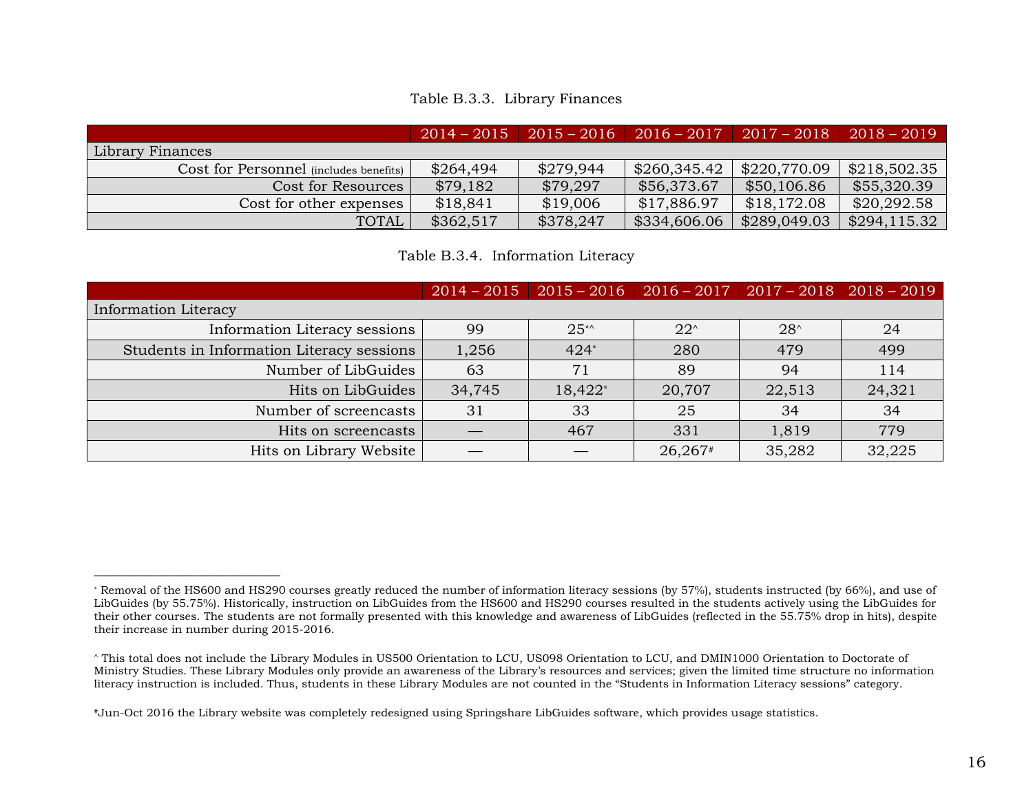Table B.3.3. Library Finances

| | 2014 – 2015 | 2015 – 2016 | 2016 – 2017 | 2017 – 2018 | 2018 – 2019 |
|---|---|---|---|---|---|
| Library Finances | | | | | |
| Cost for Personnel (includes benefits) | $264,494 | $279,944 | $260,345.42 | $220,770.09 | $218,502.35 |
| Cost for Resources | $79,182 | $79,297 | $56,373.67 | $50,106.86 | $55,320.39 |
| Cost for other expenses | $18,841 | $19,006 | $17,886.97 | $18,172.08 | $20,292.58 |
| TOTAL | $362,517 | $378,247 | $334,606.06 | $289,049.03 | $294,115.32 |

Table B.3.4. Information Literacy

| | 2014 – 2015 | 2015 – 2016 | 2016 – 2017 | 2017 – 2018 | 2018 – 2019 |
|---|---|---|---|---|---|
| Information Literacy | | | | | |
| Information Literacy sessions | 99 | 25*^ | 22^ | 28^ | 24 |
| Students in Information Literacy sessions | 1,256 | 424* | 280 | 479 | 499 |
| Number of LibGuides | 63 | 71 | 89 | 94 | 114 |
| Hits on LibGuides | 34,745 | 18,422* | 20,707 | 22,513 | 24,321 |
| Number of screencasts | 31 | 33 | 25 | 34 | 34 |
| Hits on screencasts | — | 467 | 331 | 1,819 | 779 |
| Hits on Library Website | — | — | 26,267# | 35,282 | 32,225 |

---

* Removal of the HS600 and HS290 courses greatly reduced the number of information literacy sessions (by 57%), students instructed (by 66%), and use of LibGuides (by 55.75%). Historically, instruction on LibGuides from the HS600 and HS290 courses resulted in the students actively using the LibGuides for their other courses. The students are not formally presented with this knowledge and awareness of LibGuides (reflected in the 55.75% drop in hits), despite their increase in number during 2015-2016.

^ This total does not include the Library Modules in US500 Orientation to LCU, US098 Orientation to LCU, and DMIN1000 Orientation to Doctorate of Ministry Studies. These Library Modules only provide an awareness of the Library's resources and services; given the limited time structure no information literacy instruction is included. Thus, students in these Library Modules are not counted in the "Students in Information Literacy sessions" category.

#Jun-Oct 2016 the Library website was completely redesigned using Springshare LibGuides software, which provides usage statistics.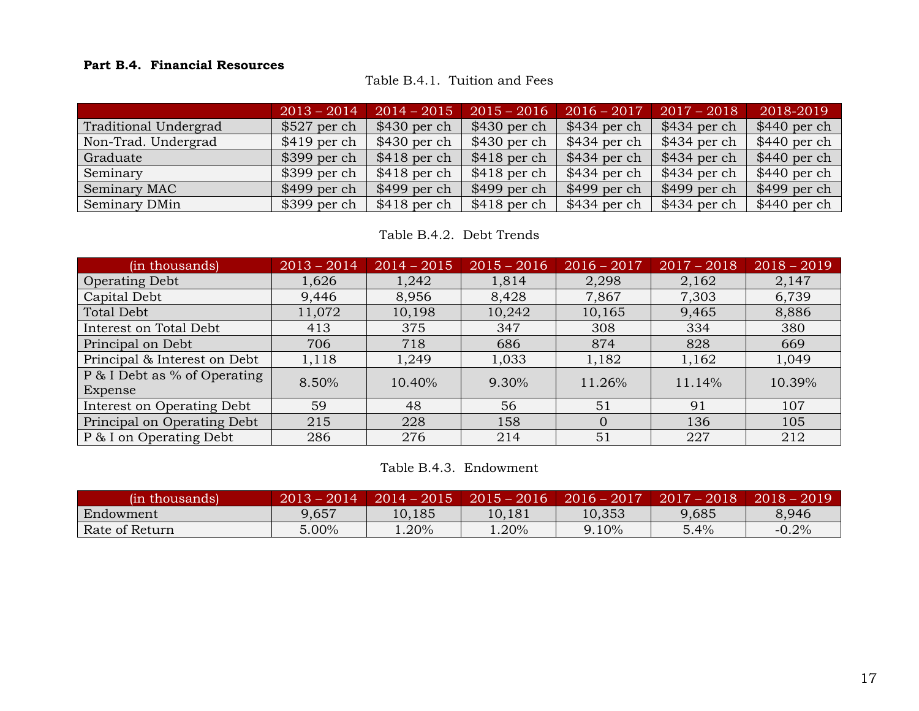**Part B.4. Financial Resources**

Table B.4.1. Tuition and Fees

| | 2013 – 2014 | 2014 – 2015 | 2015 – 2016 | 2016 – 2017 | 2017 – 2018 | 2018-2019 |
|---|---|---|---|---|---|---|
| Traditional Undergrad | $527 per ch | $430 per ch | $430 per ch | $434 per ch | $434 per ch | $440 per ch |
| Non-Trad. Undergrad | $419 per ch | $430 per ch | $430 per ch | $434 per ch | $434 per ch | $440 per ch |
| Graduate | $399 per ch | $418 per ch | $418 per ch | $434 per ch | $434 per ch | $440 per ch |
| Seminary | $399 per ch | $418 per ch | $418 per ch | $434 per ch | $434 per ch | $440 per ch |
| Seminary MAC | $499 per ch | $499 per ch | $499 per ch | $499 per ch | $499 per ch | $499 per ch |
| Seminary DMin | $399 per ch | $418 per ch | $418 per ch | $434 per ch | $434 per ch | $440 per ch |

Table B.4.2. Debt Trends

| (in thousands) | 2013 – 2014 | 2014 – 2015 | 2015 – 2016 | 2016 – 2017 | 2017 – 2018 | 2018 – 2019 |
|---|---|---|---|---|---|---|
| Operating Debt | 1,626 | 1,242 | 1,814 | 2,298 | 2,162 | 2,147 |
| Capital Debt | 9,446 | 8,956 | 8,428 | 7,867 | 7,303 | 6,739 |
| Total Debt | 11,072 | 10,198 | 10,242 | 10,165 | 9,465 | 8,886 |
| Interest on Total Debt | 413 | 375 | 347 | 308 | 334 | 380 |
| Principal on Debt | 706 | 718 | 686 | 874 | 828 | 669 |
| Principal & Interest on Debt | 1,118 | 1,249 | 1,033 | 1,182 | 1,162 | 1,049 |
| P & I Debt as % of Operating Expense | 8.50% | 10.40% | 9.30% | 11.26% | 11.14% | 10.39% |
| Interest on Operating Debt | 59 | 48 | 56 | 51 | 91 | 107 |
| Principal on Operating Debt | 215 | 228 | 158 | 0 | 136 | 105 |
| P & I on Operating Debt | 286 | 276 | 214 | 51 | 227 | 212 |

Table B.4.3. Endowment

| (in thousands) | 2013 – 2014 | 2014 – 2015 | 2015 – 2016 | 2016 – 2017 | 2017 – 2018 | 2018 – 2019 |
|---|---|---|---|---|---|---|
| Endowment | 9,657 | 10,185 | 10,181 | 10,353 | 9,685 | 8,946 |
| Rate of Return | 5.00% | 1.20% | 1.20% | 9.10% | 5.4% | -0.2% |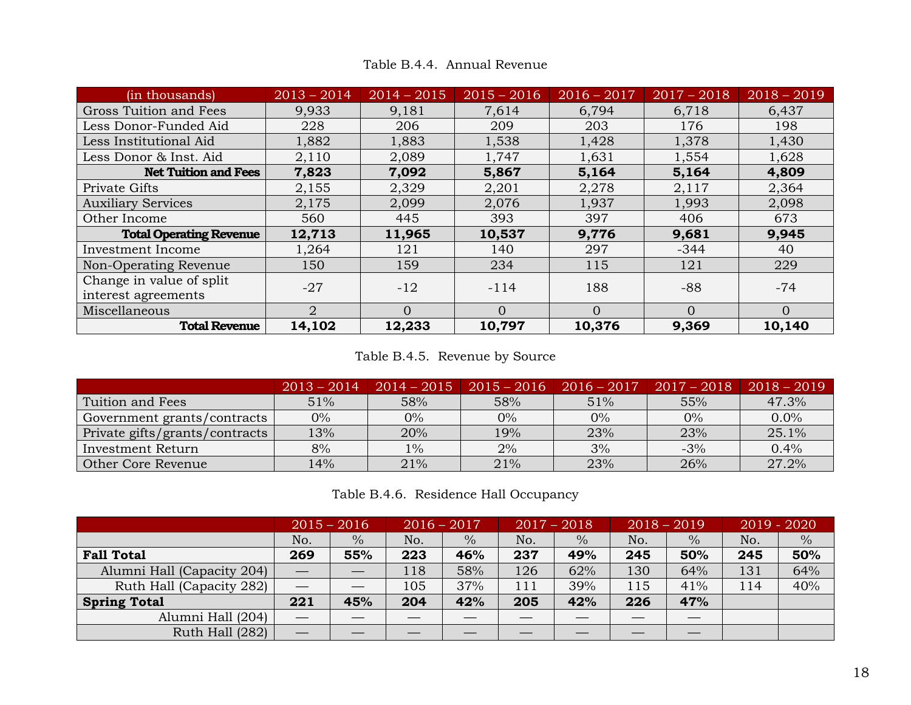Table B.4.4. Annual Revenue

| (in thousands) | 2013 – 2014 | 2014 – 2015 | 2015 – 2016 | 2016 – 2017 | 2017 – 2018 | 2018 – 2019 |
|---|---|---|---|---|---|---|
| Gross Tuition and Fees | 9,933 | 9,181 | 7,614 | 6,794 | 6,718 | 6,437 |
| Less Donor-Funded Aid | 228 | 206 | 209 | 203 | 176 | 198 |
| Less Institutional Aid | 1,882 | 1,883 | 1,538 | 1,428 | 1,378 | 1,430 |
| Less Donor & Inst. Aid | 2,110 | 2,089 | 1,747 | 1,631 | 1,554 | 1,628 |
| **Net Tuition and Fees** | **7,823** | **7,092** | **5,867** | **5,164** | **5,164** | **4,809** |
| Private Gifts | 2,155 | 2,329 | 2,201 | 2,278 | 2,117 | 2,364 |
| Auxiliary Services | 2,175 | 2,099 | 2,076 | 1,937 | 1,993 | 2,098 |
| Other Income | 560 | 445 | 393 | 397 | 406 | 673 |
| **Total Operating Revenue** | **12,713** | **11,965** | **10,537** | **9,776** | **9,681** | **9,945** |
| Investment Income | 1,264 | 121 | 140 | 297 | -344 | 40 |
| Non-Operating Revenue | 150 | 159 | 234 | 115 | 121 | 229 |
| Change in value of split interest agreements | -27 | -12 | -114 | 188 | -88 | -74 |
| Miscellaneous | 2 | 0 | 0 | 0 | 0 | 0 |
| **Total Revenue** | **14,102** | **12,233** | **10,797** | **10,376** | **9,369** | **10,140** |

Table B.4.5. Revenue by Source

| | 2013 – 2014 | 2014 – 2015 | 2015 – 2016 | 2016 – 2017 | 2017 – 2018 | 2018 – 2019 |
|---|---|---|---|---|---|---|
| Tuition and Fees | 51% | 58% | 58% | 51% | 55% | 47.3% |
| Government grants/contracts | 0% | 0% | 0% | 0% | 0% | 0.0% |
| Private gifts/grants/contracts | 13% | 20% | 19% | 23% | 23% | 25.1% |
| Investment Return | 8% | 1% | 2% | 3% | -3% | 0.4% |
| Other Core Revenue | 14% | 21% | 21% | 23% | 26% | 27.2% |

Table B.4.6. Residence Hall Occupancy

| | 2015 – 2016 | | 2016 – 2017 | | 2017 – 2018 | | 2018 – 2019 | | 2019 - 2020 | |
|---|---|---|---|---|---|---|---|---|---|---|
| | No. | % | No. | % | No. | % | No. | % | No. | % |
| **Fall Total** | **269** | **55%** | **223** | **46%** | **237** | **49%** | **245** | **50%** | **245** | **50%** |
| Alumni Hall (Capacity 204) | — | — | 118 | 58% | 126 | 62% | 130 | 64% | 131 | 64% |
| Ruth Hall (Capacity 282) | — | — | 105 | 37% | 111 | 39% | 115 | 41% | 114 | 40% |
| **Spring Total** | **221** | **45%** | **204** | **42%** | **205** | **42%** | **226** | **47%** | | |
| Alumni Hall (204) | — | — | — | — | — | — | — | — | | |
| Ruth Hall (282) | — | — | — | — | — | — | — | — | | |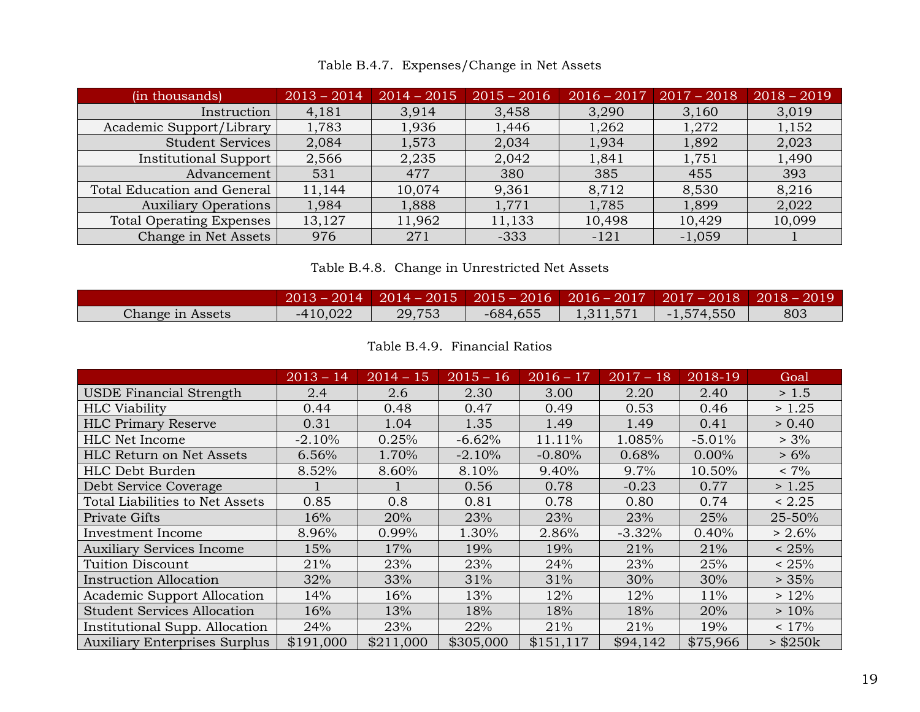Table B.4.7. Expenses/Change in Net Assets

| (in thousands) | 2013 – 2014 | 2014 – 2015 | 2015 – 2016 | 2016 – 2017 | 2017 – 2018 | 2018 – 2019 |
|---|---|---|---|---|---|---|
| Instruction | 4,181 | 3,914 | 3,458 | 3,290 | 3,160 | 3,019 |
| Academic Support/Library | 1,783 | 1,936 | 1,446 | 1,262 | 1,272 | 1,152 |
| Student Services | 2,084 | 1,573 | 2,034 | 1,934 | 1,892 | 2,023 |
| Institutional Support | 2,566 | 2,235 | 2,042 | 1,841 | 1,751 | 1,490 |
| Advancement | 531 | 477 | 380 | 385 | 455 | 393 |
| Total Education and General | 11,144 | 10,074 | 9,361 | 8,712 | 8,530 | 8,216 |
| Auxiliary Operations | 1,984 | 1,888 | 1,771 | 1,785 | 1,899 | 2,022 |
| Total Operating Expenses | 13,127 | 11,962 | 11,133 | 10,498 | 10,429 | 10,099 |
| Change in Net Assets | 976 | 271 | -333 | -121 | -1,059 | 1 |

Table B.4.8. Change in Unrestricted Net Assets

| | 2013 – 2014 | 2014 – 2015 | 2015 – 2016 | 2016 – 2017 | 2017 – 2018 | 2018 – 2019 |
|---|---|---|---|---|---|---|
| Change in Assets | -410,022 | 29,753 | -684,655 | 1,311,571 | -1,574,550 | 803 |

Table B.4.9. Financial Ratios

| | 2013 – 14 | 2014 – 15 | 2015 – 16 | 2016 – 17 | 2017 – 18 | 2018-19 | Goal |
|---|---|---|---|---|---|---|---|
| USDE Financial Strength | 2.4 | 2.6 | 2.30 | 3.00 | 2.20 | 2.40 | > 1.5 |
| HLC Viability | 0.44 | 0.48 | 0.47 | 0.49 | 0.53 | 0.46 | > 1.25 |
| HLC Primary Reserve | 0.31 | 1.04 | 1.35 | 1.49 | 1.49 | 0.41 | > 0.40 |
| HLC Net Income | -2.10% | 0.25% | -6.62% | 11.11% | 1.085% | -5.01% | > 3% |
| HLC Return on Net Assets | 6.56% | 1.70% | -2.10% | -0.80% | 0.68% | 0.00% | > 6% |
| HLC Debt Burden | 8.52% | 8.60% | 8.10% | 9.40% | 9.7% | 10.50% | < 7% |
| Debt Service Coverage | 1 | 1 | 0.56 | 0.78 | -0.23 | 0.77 | > 1.25 |
| Total Liabilities to Net Assets | 0.85 | 0.8 | 0.81 | 0.78 | 0.80 | 0.74 | < 2.25 |
| Private Gifts | 16% | 20% | 23% | 23% | 23% | 25% | 25-50% |
| Investment Income | 8.96% | 0.99% | 1.30% | 2.86% | -3.32% | 0.40% | > 2.6% |
| Auxiliary Services Income | 15% | 17% | 19% | 19% | 21% | 21% | < 25% |
| Tuition Discount | 21% | 23% | 23% | 24% | 23% | 25% | < 25% |
| Instruction Allocation | 32% | 33% | 31% | 31% | 30% | 30% | > 35% |
| Academic Support Allocation | 14% | 16% | 13% | 12% | 12% | 11% | > 12% |
| Student Services Allocation | 16% | 13% | 18% | 18% | 18% | 20% | > 10% |
| Institutional Supp. Allocation | 24% | 23% | 22% | 21% | 21% | 19% | < 17% |
| Auxiliary Enterprises Surplus | $191,000 | $211,000 | $305,000 | $151,117 | $94,142 | $75,966 | > $250k |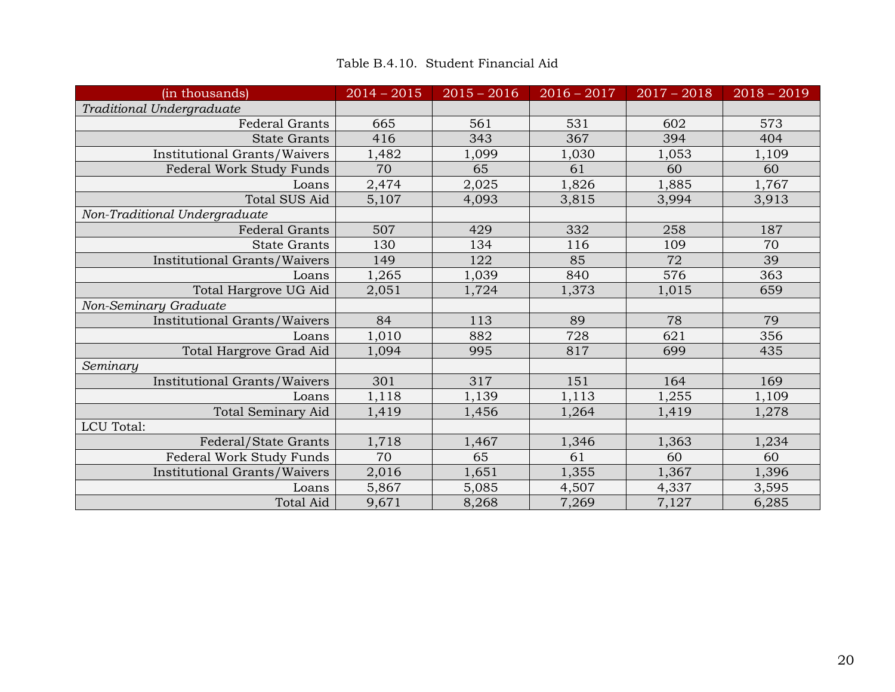Table B.4.10. Student Financial Aid

| (in thousands) | 2014 – 2015 | 2015 – 2016 | 2016 – 2017 | 2017 – 2018 | 2018 – 2019 |
|---|---|---|---|---|---|
| *Traditional Undergraduate* | | | | | |
| Federal Grants | 665 | 561 | 531 | 602 | 573 |
| State Grants | 416 | 343 | 367 | 394 | 404 |
| Institutional Grants/Waivers | 1,482 | 1,099 | 1,030 | 1,053 | 1,109 |
| Federal Work Study Funds | 70 | 65 | 61 | 60 | 60 |
| Loans | 2,474 | 2,025 | 1,826 | 1,885 | 1,767 |
| Total SUS Aid | 5,107 | 4,093 | 3,815 | 3,994 | 3,913 |
| *Non-Traditional Undergraduate* | | | | | |
| Federal Grants | 507 | 429 | 332 | 258 | 187 |
| State Grants | 130 | 134 | 116 | 109 | 70 |
| Institutional Grants/Waivers | 149 | 122 | 85 | 72 | 39 |
| Loans | 1,265 | 1,039 | 840 | 576 | 363 |
| Total Hargrove UG Aid | 2,051 | 1,724 | 1,373 | 1,015 | 659 |
| *Non-Seminary Graduate* | | | | | |
| Institutional Grants/Waivers | 84 | 113 | 89 | 78 | 79 |
| Loans | 1,010 | 882 | 728 | 621 | 356 |
| Total Hargrove Grad Aid | 1,094 | 995 | 817 | 699 | 435 |
| *Seminary* | | | | | |
| Institutional Grants/Waivers | 301 | 317 | 151 | 164 | 169 |
| Loans | 1,118 | 1,139 | 1,113 | 1,255 | 1,109 |
| Total Seminary Aid | 1,419 | 1,456 | 1,264 | 1,419 | 1,278 |
| LCU Total: | | | | | |
| Federal/State Grants | 1,718 | 1,467 | 1,346 | 1,363 | 1,234 |
| Federal Work Study Funds | 70 | 65 | 61 | 60 | 60 |
| Institutional Grants/Waivers | 2,016 | 1,651 | 1,355 | 1,367 | 1,396 |
| Loans | 5,867 | 5,085 | 4,507 | 4,337 | 3,595 |
| Total Aid | 9,671 | 8,268 | 7,269 | 7,127 | 6,285 |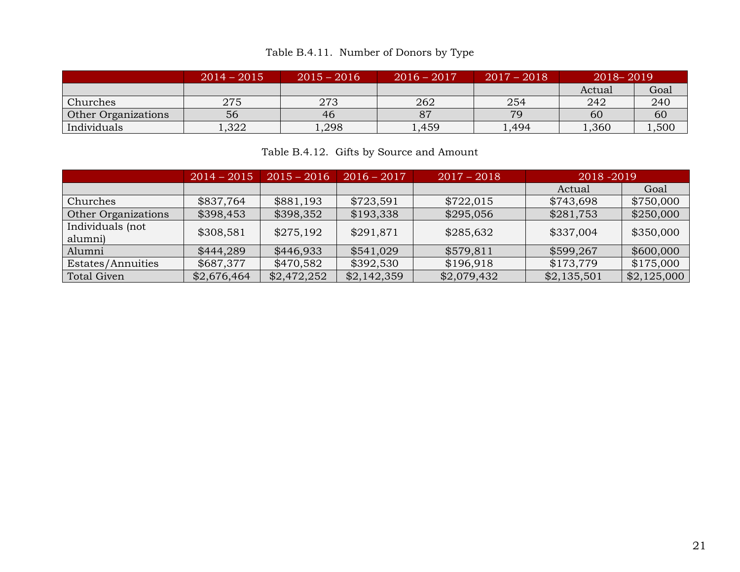Table B.4.11. Number of Donors by Type

| | 2014 – 2015 | 2015 – 2016 | 2016 – 2017 | 2017 – 2018 | 2018– 2019 | |
|---|---|---|---|---|---|---|
| | | | | | Actual | Goal |
| Churches | 275 | 273 | 262 | 254 | 242 | 240 |
| Other Organizations | 56 | 46 | 87 | 79 | 60 | 60 |
| Individuals | 1,322 | 1,298 | 1,459 | 1,494 | 1,360 | 1,500 |

Table B.4.12. Gifts by Source and Amount

| | 2014 – 2015 | 2015 – 2016 | 2016 – 2017 | 2017 – 2018 | 2018 -2019 | |
|---|---|---|---|---|---|---|
| | | | | | Actual | Goal |
| Churches | $837,764 | $881,193 | $723,591 | $722,015 | $743,698 | $750,000 |
| Other Organizations | $398,453 | $398,352 | $193,338 | $295,056 | $281,753 | $250,000 |
| Individuals (not alumni) | $308,581 | $275,192 | $291,871 | $285,632 | $337,004 | $350,000 |
| Alumni | $444,289 | $446,933 | $541,029 | $579,811 | $599,267 | $600,000 |
| Estates/Annuities | $687,377 | $470,582 | $392,530 | $196,918 | $173,779 | $175,000 |
| Total Given | $2,676,464 | $2,472,252 | $2,142,359 | $2,079,432 | $2,135,501 | $2,125,000 |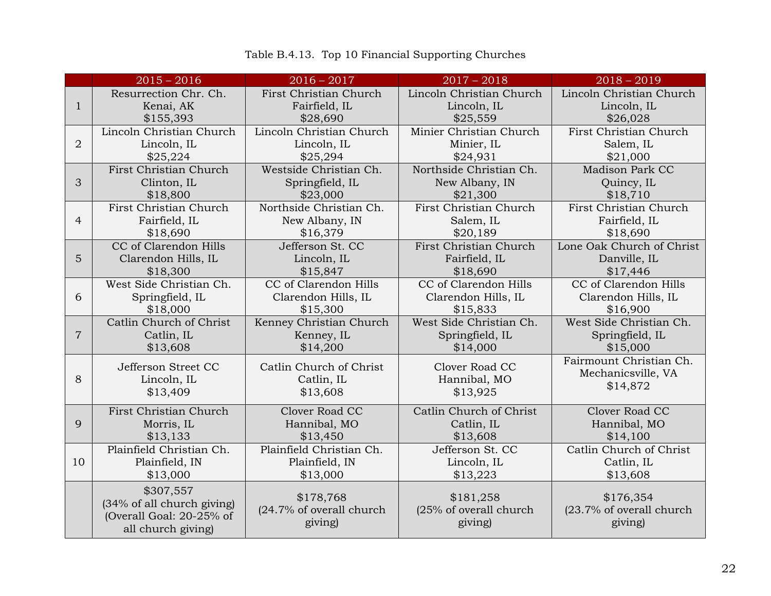Table B.4.13. Top 10 Financial Supporting Churches

| | 2015 – 2016 | 2016 – 2017 | 2017 – 2018 | 2018 – 2019 |
|---|---|---|---|---|
| 1 | Resurrection Chr. Ch.<br>Kenai, AK<br>$155,393 | First Christian Church<br>Fairfield, IL<br>$28,690 | Lincoln Christian Church<br>Lincoln, IL<br>$25,559 | Lincoln Christian Church<br>Lincoln, IL<br>$26,028 |
| 2 | Lincoln Christian Church<br>Lincoln, IL<br>$25,224 | Lincoln Christian Church<br>Lincoln, IL<br>$25,294 | Minier Christian Church<br>Minier, IL<br>$24,931 | First Christian Church<br>Salem, IL<br>$21,000 |
| 3 | First Christian Church<br>Clinton, IL<br>$18,800 | Westside Christian Ch.<br>Springfield, IL<br>$23,000 | Northside Christian Ch.<br>New Albany, IN<br>$21,300 | Madison Park CC<br>Quincy, IL<br>$18,710 |
| 4 | First Christian Church<br>Fairfield, IL<br>$18,690 | Northside Christian Ch.<br>New Albany, IN<br>$16,379 | First Christian Church<br>Salem, IL<br>$20,189 | First Christian Church<br>Fairfield, IL<br>$18,690 |
| 5 | CC of Clarendon Hills<br>Clarendon Hills, IL<br>$18,300 | Jefferson St. CC<br>Lincoln, IL<br>$15,847 | First Christian Church<br>Fairfield, IL<br>$18,690 | Lone Oak Church of Christ<br>Danville, IL<br>$17,446 |
| 6 | West Side Christian Ch.<br>Springfield, IL<br>$18,000 | CC of Clarendon Hills<br>Clarendon Hills, IL<br>$15,300 | CC of Clarendon Hills<br>Clarendon Hills, IL<br>$15,833 | CC of Clarendon Hills<br>Clarendon Hills, IL<br>$16,900 |
| 7 | Catlin Church of Christ<br>Catlin, IL<br>$13,608 | Kenney Christian Church<br>Kenney, IL<br>$14,200 | West Side Christian Ch.<br>Springfield, IL<br>$14,000 | West Side Christian Ch.<br>Springfield, IL<br>$15,000 |
| 8 | Jefferson Street CC<br>Lincoln, IL<br>$13,409 | Catlin Church of Christ<br>Catlin, IL<br>$13,608 | Clover Road CC<br>Hannibal, MO<br>$13,925 | Fairmount Christian Ch.<br>Mechanicsville, VA<br>$14,872 |
| 9 | First Christian Church<br>Morris, IL<br>$13,133 | Clover Road CC<br>Hannibal, MO<br>$13,450 | Catlin Church of Christ<br>Catlin, IL<br>$13,608 | Clover Road CC<br>Hannibal, MO<br>$14,100 |
| 10 | Plainfield Christian Ch.<br>Plainfield, IN<br>$13,000 | Plainfield Christian Ch.<br>Plainfield, IN<br>$13,000 | Jefferson St. CC<br>Lincoln, IL<br>$13,223 | Catlin Church of Christ<br>Catlin, IL<br>$13,608 |
| | $307,557<br>(34% of all church giving)<br>(Overall Goal: 20-25% of all church giving) | $178,768<br>(24.7% of overall church giving) | $181,258<br>(25% of overall church giving) | $176,354<br>(23.7% of overall church giving) |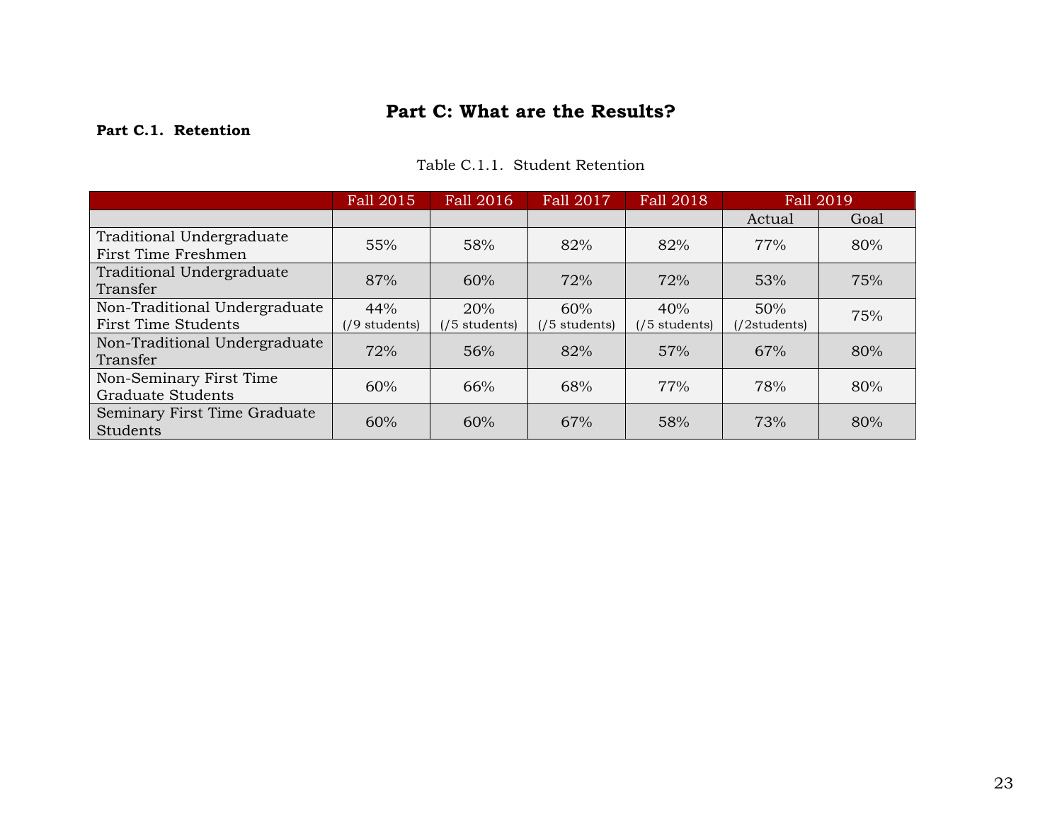# Part C: What are the Results?

**Part C.1. Retention**

Table C.1.1. Student Retention

| | Fall 2015 | Fall 2016 | Fall 2017 | Fall 2018 | Fall 2019 | |
|---|---|---|---|---|---|---|
| | | | | | Actual | Goal |
| Traditional Undergraduate First Time Freshmen | 55% | 58% | 82% | 82% | 77% | 80% |
| Traditional Undergraduate Transfer | 87% | 60% | 72% | 72% | 53% | 75% |
| Non-Traditional Undergraduate First Time Students | 44% (/9 students) | 20% (/5 students) | 60% (/5 students) | 40% (/5 students) | 50% (/2students) | 75% |
| Non-Traditional Undergraduate Transfer | 72% | 56% | 82% | 57% | 67% | 80% |
| Non-Seminary First Time Graduate Students | 60% | 66% | 68% | 77% | 78% | 80% |
| Seminary First Time Graduate Students | 60% | 60% | 67% | 58% | 73% | 80% |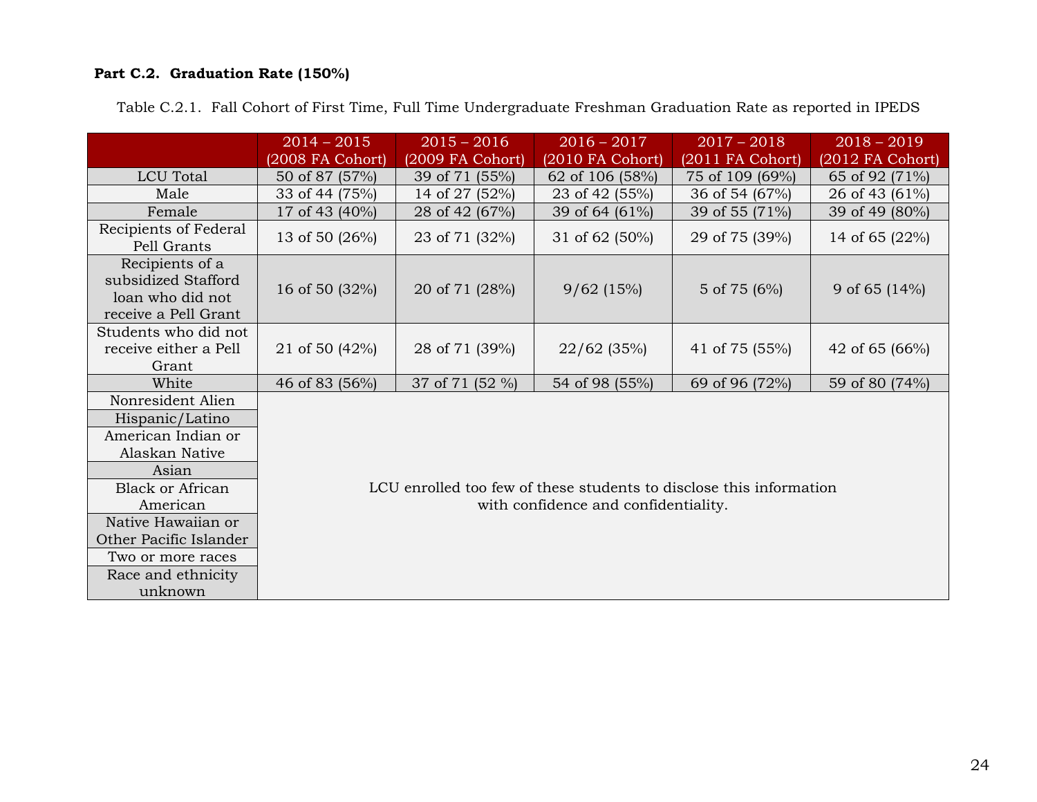**Part C.2. Graduation Rate (150%)**

Table C.2.1. Fall Cohort of First Time, Full Time Undergraduate Freshman Graduation Rate as reported in IPEDS

| | 2014 – 2015 (2008 FA Cohort) | 2015 – 2016 (2009 FA Cohort) | 2016 – 2017 (2010 FA Cohort) | 2017 – 2018 (2011 FA Cohort) | 2018 – 2019 (2012 FA Cohort) |
|---|---|---|---|---|---|
| LCU Total | 50 of 87 (57%) | 39 of 71 (55%) | 62 of 106 (58%) | 75 of 109 (69%) | 65 of 92 (71%) |
| Male | 33 of 44 (75%) | 14 of 27 (52%) | 23 of 42 (55%) | 36 of 54 (67%) | 26 of 43 (61%) |
| Female | 17 of 43 (40%) | 28 of 42 (67%) | 39 of 64 (61%) | 39 of 55 (71%) | 39 of 49 (80%) |
| Recipients of Federal Pell Grants | 13 of 50 (26%) | 23 of 71 (32%) | 31 of 62 (50%) | 29 of 75 (39%) | 14 of 65 (22%) |
| Recipients of a subsidized Stafford loan who did not receive a Pell Grant | 16 of 50 (32%) | 20 of 71 (28%) | 9/62 (15%) | 5 of 75 (6%) | 9 of 65 (14%) |
| Students who did not receive either a Pell Grant | 21 of 50 (42%) | 28 of 71 (39%) | 22/62 (35%) | 41 of 75 (55%) | 42 of 65 (66%) |
| White | 46 of 83 (56%) | 37 of 71 (52 %) | 54 of 98 (55%) | 69 of 96 (72%) | 59 of 80 (74%) |
| Nonresident Alien | LCU enrolled too few of these students to disclose this information with confidence and confidentiality. | | | | |
| Hispanic/Latino | | | | | |
| American Indian or Alaskan Native | | | | | |
| Asian | | | | | |
| Black or African American | | | | | |
| Native Hawaiian or Other Pacific Islander | | | | | |
| Two or more races | | | | | |
| Race and ethnicity unknown | | | | | |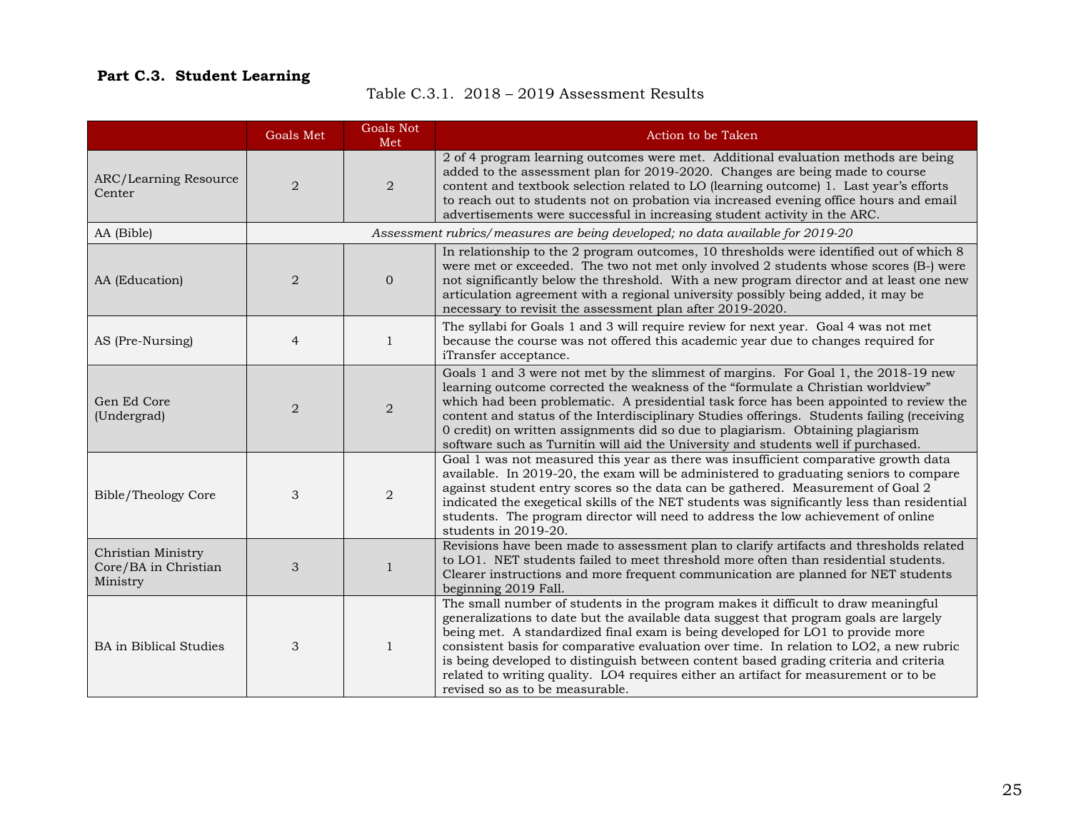### Part C.3. Student Learning

Table C.3.1. 2018 – 2019 Assessment Results

| | Goals Met | Goals Not Met | Action to be Taken |
|---|---|---|---|
| ARC/Learning Resource Center | 2 | 2 | 2 of 4 program learning outcomes were met. Additional evaluation methods are being added to the assessment plan for 2019-2020. Changes are being made to course content and textbook selection related to LO (learning outcome) 1. Last year's efforts to reach out to students not on probation via increased evening office hours and email advertisements were successful in increasing student activity in the ARC. |
| AA (Bible) | *Assessment rubrics/measures are being developed; no data available for 2019-20* | | |
| AA (Education) | 2 | 0 | In relationship to the 2 program outcomes, 10 thresholds were identified out of which 8 were met or exceeded. The two not met only involved 2 students whose scores (B-) were not significantly below the threshold. With a new program director and at least one new articulation agreement with a regional university possibly being added, it may be necessary to revisit the assessment plan after 2019-2020. |
| AS (Pre-Nursing) | 4 | 1 | The syllabi for Goals 1 and 3 will require review for next year. Goal 4 was not met because the course was not offered this academic year due to changes required for iTransfer acceptance. |
| Gen Ed Core (Undergrad) | 2 | 2 | Goals 1 and 3 were not met by the slimmest of margins. For Goal 1, the 2018-19 new learning outcome corrected the weakness of the "formulate a Christian worldview" which had been problematic. A presidential task force has been appointed to review the content and status of the Interdisciplinary Studies offerings. Students failing (receiving 0 credit) on written assignments did so due to plagiarism. Obtaining plagiarism software such as Turnitin will aid the University and students well if purchased. |
| Bible/Theology Core | 3 | 2 | Goal 1 was not measured this year as there was insufficient comparative growth data available. In 2019-20, the exam will be administered to graduating seniors to compare against student entry scores so the data can be gathered. Measurement of Goal 2 indicated the exegetical skills of the NET students was significantly less than residential students. The program director will need to address the low achievement of online students in 2019-20. |
| Christian Ministry Core/BA in Christian Ministry | 3 | 1 | Revisions have been made to assessment plan to clarify artifacts and thresholds related to LO1. NET students failed to meet threshold more often than residential students. Clearer instructions and more frequent communication are planned for NET students beginning 2019 Fall. |
| BA in Biblical Studies | 3 | 1 | The small number of students in the program makes it difficult to draw meaningful generalizations to date but the available data suggest that program goals are largely being met. A standardized final exam is being developed for LO1 to provide more consistent basis for comparative evaluation over time. In relation to LO2, a new rubric is being developed to distinguish between content based grading criteria and criteria related to writing quality. LO4 requires either an artifact for measurement or to be revised so as to be measurable. |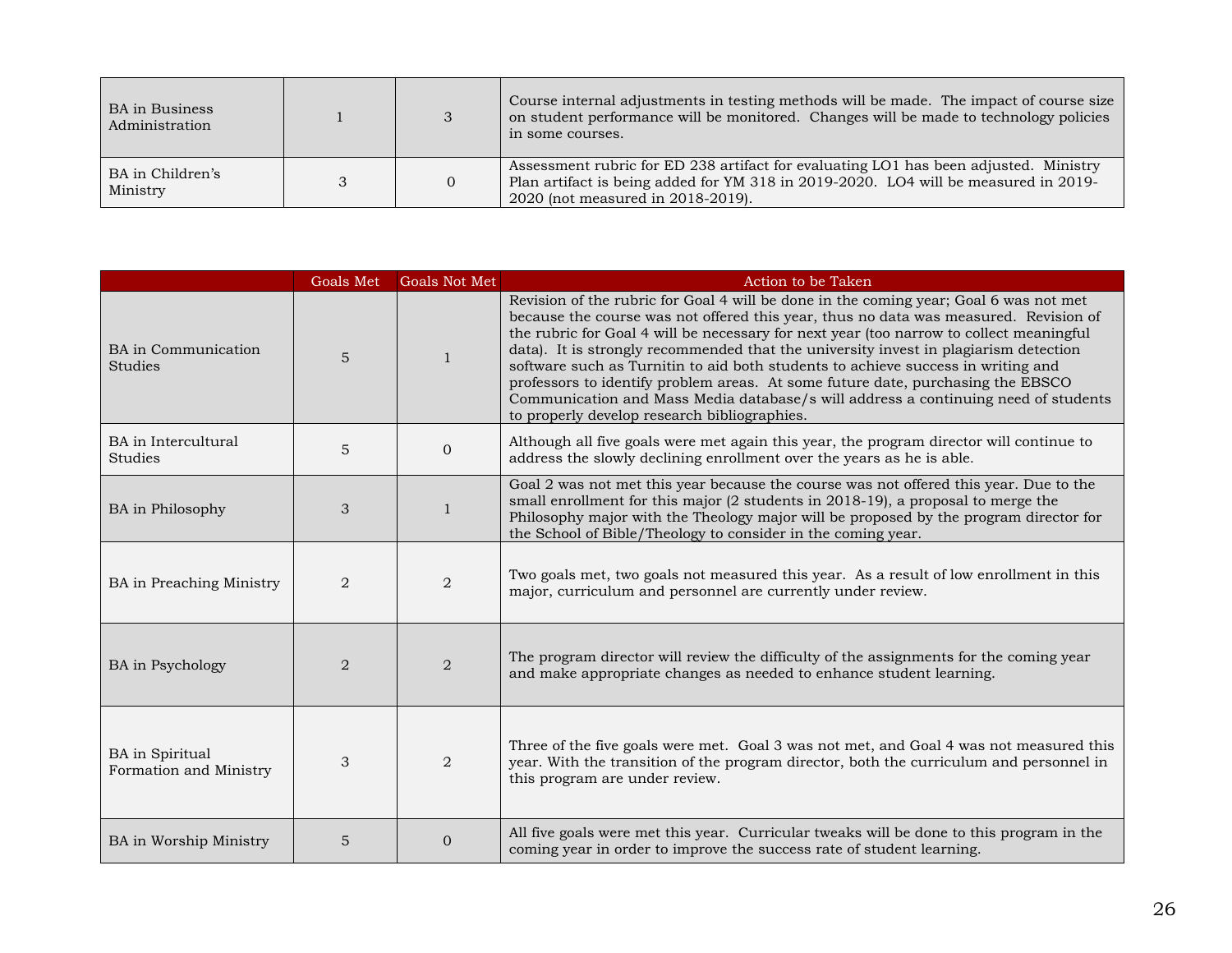| | | | |
|---|---|---|---|
| BA in Business Administration | 1 | 3 | Course internal adjustments in testing methods will be made. The impact of course size on student performance will be monitored. Changes will be made to technology policies in some courses. |
| BA in Children's Ministry | 3 | 0 | Assessment rubric for ED 238 artifact for evaluating LO1 has been adjusted. Ministry Plan artifact is being added for YM 318 in 2019-2020. LO4 will be measured in 2019-2020 (not measured in 2018-2019). |

| | Goals Met | Goals Not Met | Action to be Taken |
|---|---|---|---|
| BA in Communication Studies | 5 | 1 | Revision of the rubric for Goal 4 will be done in the coming year; Goal 6 was not met because the course was not offered this year, thus no data was measured. Revision of the rubric for Goal 4 will be necessary for next year (too narrow to collect meaningful data). It is strongly recommended that the university invest in plagiarism detection software such as Turnitin to aid both students to achieve success in writing and professors to identify problem areas. At some future date, purchasing the EBSCO Communication and Mass Media database/s will address a continuing need of students to properly develop research bibliographies. |
| BA in Intercultural Studies | 5 | 0 | Although all five goals were met again this year, the program director will continue to address the slowly declining enrollment over the years as he is able. |
| BA in Philosophy | 3 | 1 | Goal 2 was not met this year because the course was not offered this year. Due to the small enrollment for this major (2 students in 2018-19), a proposal to merge the Philosophy major with the Theology major will be proposed by the program director for the School of Bible/Theology to consider in the coming year. |
| BA in Preaching Ministry | 2 | 2 | Two goals met, two goals not measured this year. As a result of low enrollment in this major, curriculum and personnel are currently under review. |
| BA in Psychology | 2 | 2 | The program director will review the difficulty of the assignments for the coming year and make appropriate changes as needed to enhance student learning. |
| BA in Spiritual Formation and Ministry | 3 | 2 | Three of the five goals were met. Goal 3 was not met, and Goal 4 was not measured this year. With the transition of the program director, both the curriculum and personnel in this program are under review. |
| BA in Worship Ministry | 5 | 0 | All five goals were met this year. Curricular tweaks will be done to this program in the coming year in order to improve the success rate of student learning. |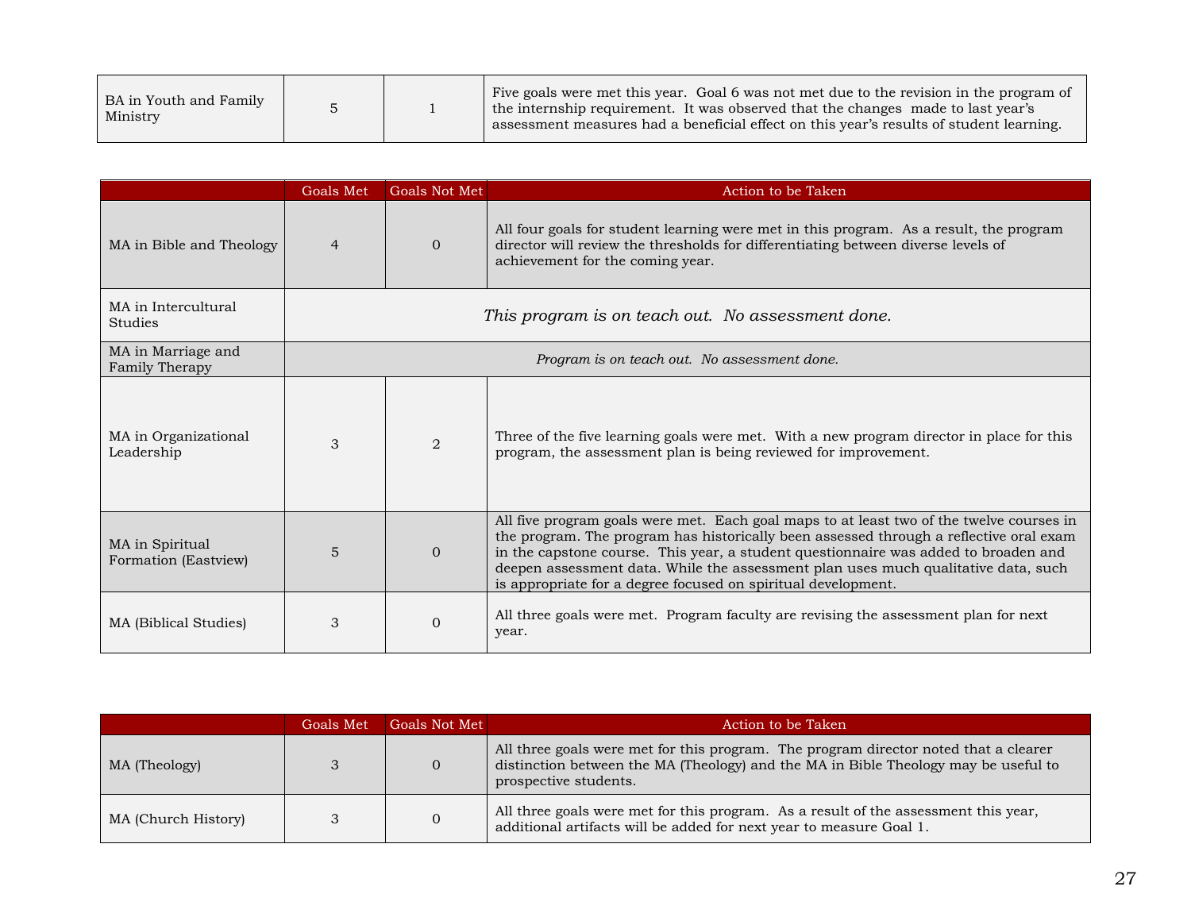| | | | |
|---|---|---|---|
| BA in Youth and Family Ministry | 5 | 1 | Five goals were met this year. Goal 6 was not met due to the revision in the program of the internship requirement. It was observed that the changes made to last year's assessment measures had a beneficial effect on this year's results of student learning. |

| | Goals Met | Goals Not Met | Action to be Taken |
|---|---|---|---|
| MA in Bible and Theology | 4 | 0 | All four goals for student learning were met in this program. As a result, the program director will review the thresholds for differentiating between diverse levels of achievement for the coming year. |
| MA in Intercultural Studies | *This program is on teach out. No assessment done.* | | |
| MA in Marriage and Family Therapy | *Program is on teach out. No assessment done.* | | |
| MA in Organizational Leadership | 3 | 2 | Three of the five learning goals were met. With a new program director in place for this program, the assessment plan is being reviewed for improvement. |
| MA in Spiritual Formation (Eastview) | 5 | 0 | All five program goals were met. Each goal maps to at least two of the twelve courses in the program. The program has historically been assessed through a reflective oral exam in the capstone course. This year, a student questionnaire was added to broaden and deepen assessment data. While the assessment plan uses much qualitative data, such is appropriate for a degree focused on spiritual development. |
| MA (Biblical Studies) | 3 | 0 | All three goals were met. Program faculty are revising the assessment plan for next year. |

| | Goals Met | Goals Not Met | Action to be Taken |
|---|---|---|---|
| MA (Theology) | 3 | 0 | All three goals were met for this program. The program director noted that a clearer distinction between the MA (Theology) and the MA in Bible Theology may be useful to prospective students. |
| MA (Church History) | 3 | 0 | All three goals were met for this program. As a result of the assessment this year, additional artifacts will be added for next year to measure Goal 1. |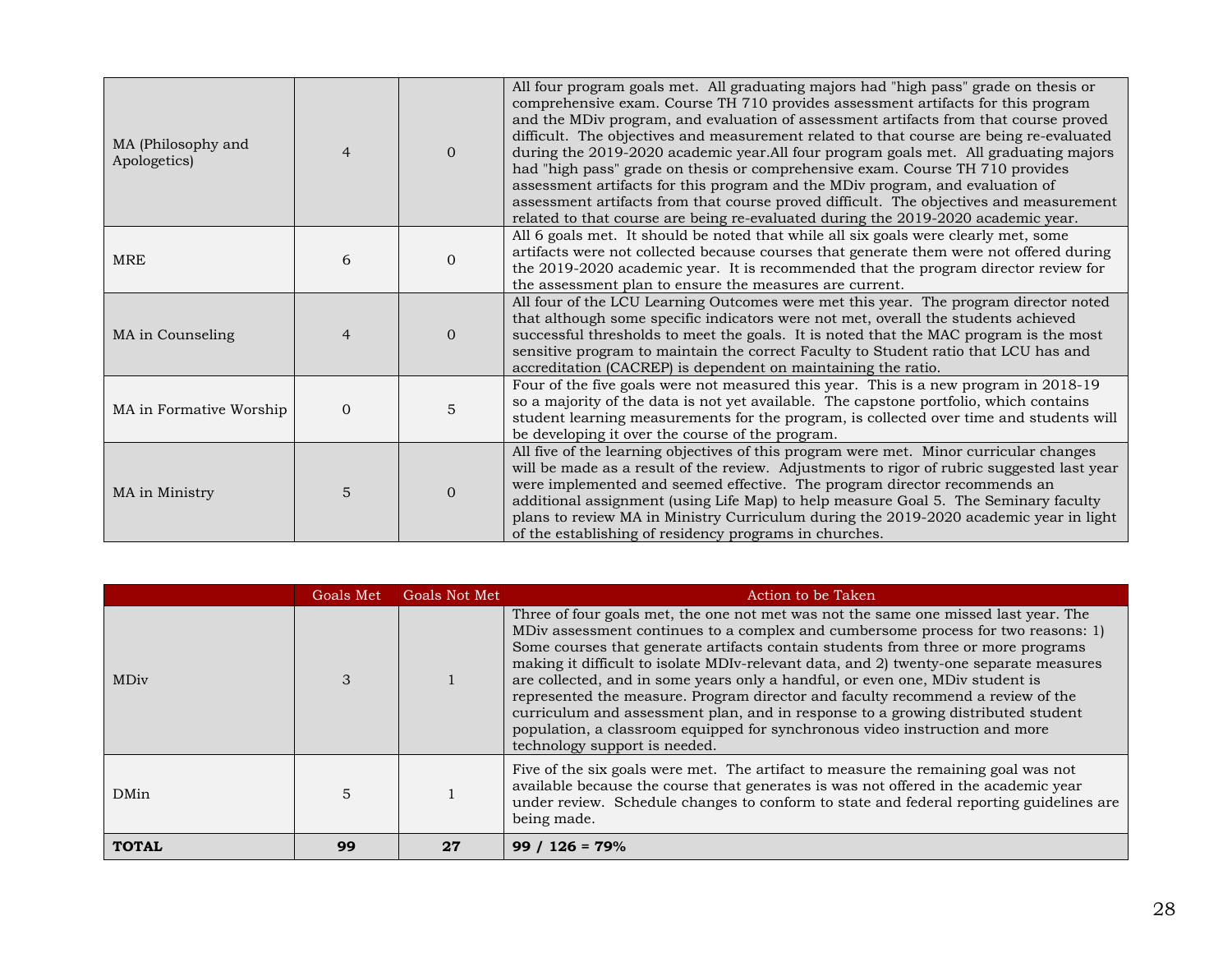| | Goals Met | Goals Not Met | Action to be Taken |
|---|---|---|---|
| MA (Philosophy and Apologetics) | 4 | 0 | All four program goals met. All graduating majors had "high pass" grade on thesis or comprehensive exam. Course TH 710 provides assessment artifacts for this program and the MDiv program, and evaluation of assessment artifacts from that course proved difficult. The objectives and measurement related to that course are being re-evaluated during the 2019-2020 academic year.All four program goals met. All graduating majors had "high pass" grade on thesis or comprehensive exam. Course TH 710 provides assessment artifacts for this program and the MDiv program, and evaluation of assessment artifacts from that course proved difficult. The objectives and measurement related to that course are being re-evaluated during the 2019-2020 academic year. |
| MRE | 6 | 0 | All 6 goals met. It should be noted that while all six goals were clearly met, some artifacts were not collected because courses that generate them were not offered during the 2019-2020 academic year. It is recommended that the program director review for the assessment plan to ensure the measures are current. |
| MA in Counseling | 4 | 0 | All four of the LCU Learning Outcomes were met this year. The program director noted that although some specific indicators were not met, overall the students achieved successful thresholds to meet the goals. It is noted that the MAC program is the most sensitive program to maintain the correct Faculty to Student ratio that LCU has and accreditation (CACREP) is dependent on maintaining the ratio. |
| MA in Formative Worship | 0 | 5 | Four of the five goals were not measured this year. This is a new program in 2018-19 so a majority of the data is not yet available. The capstone portfolio, which contains student learning measurements for the program, is collected over time and students will be developing it over the course of the program. |
| MA in Ministry | 5 | 0 | All five of the learning objectives of this program were met. Minor curricular changes will be made as a result of the review. Adjustments to rigor of rubric suggested last year were implemented and seemed effective. The program director recommends an additional assignment (using Life Map) to help measure Goal 5. The Seminary faculty plans to review MA in Ministry Curriculum during the 2019-2020 academic year in light of the establishing of residency programs in churches. |

| | Goals Met | Goals Not Met | Action to be Taken |
|---|---|---|---|
| MDiv | 3 | 1 | Three of four goals met, the one not met was not the same one missed last year. The MDiv assessment continues to a complex and cumbersome process for two reasons: 1) Some courses that generate artifacts contain students from three or more programs making it difficult to isolate MDIv-relevant data, and 2) twenty-one separate measures are collected, and in some years only a handful, or even one, MDiv student is represented the measure. Program director and faculty recommend a review of the curriculum and assessment plan, and in response to a growing distributed student population, a classroom equipped for synchronous video instruction and more technology support is needed. |
| DMin | 5 | 1 | Five of the six goals were met. The artifact to measure the remaining goal was not available because the course that generates is was not offered in the academic year under review. Schedule changes to conform to state and federal reporting guidelines are being made. |
| **TOTAL** | **99** | **27** | **99 / 126 = 79%** |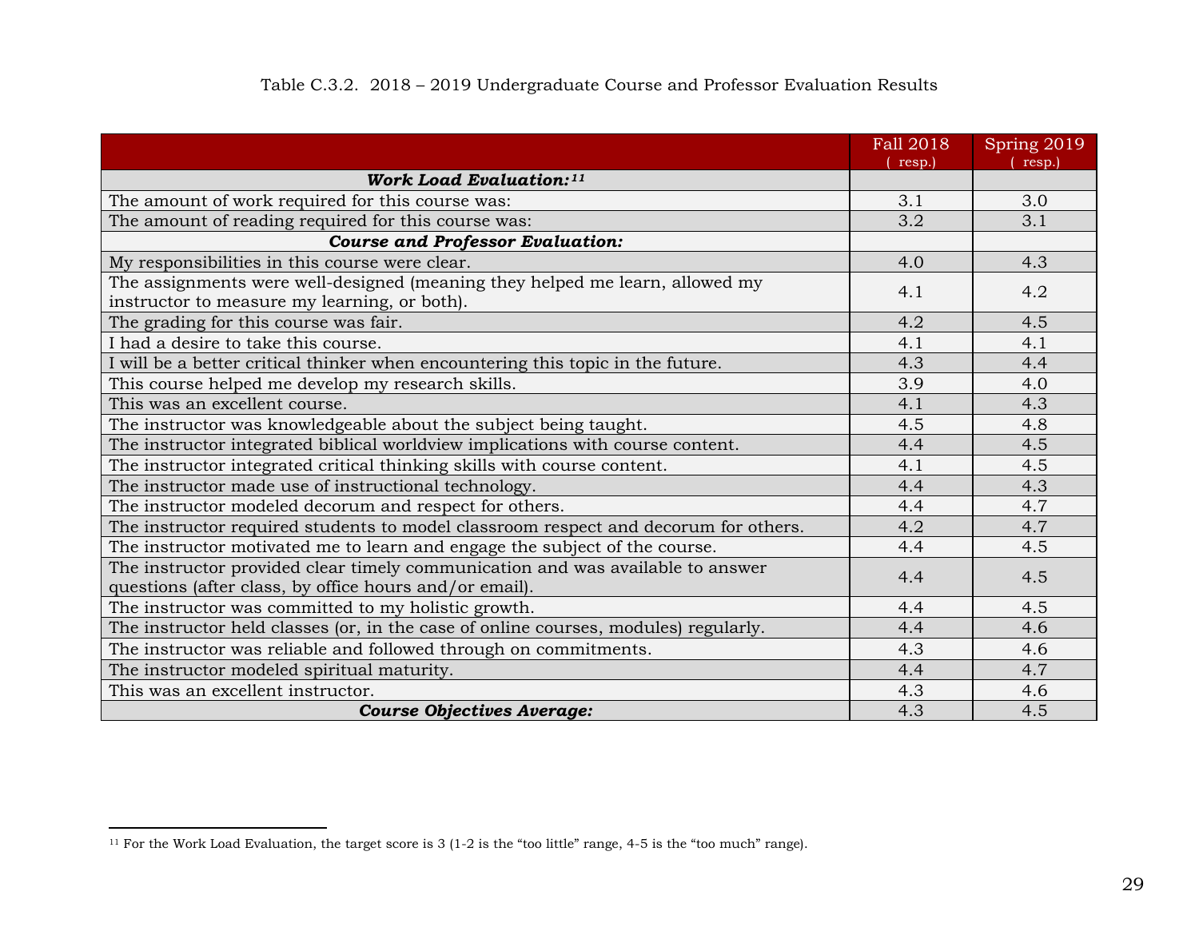Table C.3.2. 2018 – 2019 Undergraduate Course and Professor Evaluation Results

| | Fall 2018 ( resp.) | Spring 2019 ( resp.) |
|---|---|---|
| ***Work Load Evaluation:*** [11] | | |
| The amount of work required for this course was: | 3.1 | 3.0 |
| The amount of reading required for this course was: | 3.2 | 3.1 |
| ***Course and Professor Evaluation:*** | | |
| My responsibilities in this course were clear. | 4.0 | 4.3 |
| The assignments were well-designed (meaning they helped me learn, allowed my instructor to measure my learning, or both). | 4.1 | 4.2 |
| The grading for this course was fair. | 4.2 | 4.5 |
| I had a desire to take this course. | 4.1 | 4.1 |
| I will be a better critical thinker when encountering this topic in the future. | 4.3 | 4.4 |
| This course helped me develop my research skills. | 3.9 | 4.0 |
| This was an excellent course. | 4.1 | 4.3 |
| The instructor was knowledgeable about the subject being taught. | 4.5 | 4.8 |
| The instructor integrated biblical worldview implications with course content. | 4.4 | 4.5 |
| The instructor integrated critical thinking skills with course content. | 4.1 | 4.5 |
| The instructor made use of instructional technology. | 4.4 | 4.3 |
| The instructor modeled decorum and respect for others. | 4.4 | 4.7 |
| The instructor required students to model classroom respect and decorum for others. | 4.2 | 4.7 |
| The instructor motivated me to learn and engage the subject of the course. | 4.4 | 4.5 |
| The instructor provided clear timely communication and was available to answer questions (after class, by office hours and/or email). | 4.4 | 4.5 |
| The instructor was committed to my holistic growth. | 4.4 | 4.5 |
| The instructor held classes (or, in the case of online courses, modules) regularly. | 4.4 | 4.6 |
| The instructor was reliable and followed through on commitments. | 4.3 | 4.6 |
| The instructor modeled spiritual maturity. | 4.4 | 4.7 |
| This was an excellent instructor. | 4.3 | 4.6 |
| ***Course Objectives Average:*** | 4.3 | 4.5 |

[11] For the Work Load Evaluation, the target score is 3 (1-2 is the "too little" range, 4-5 is the "too much" range).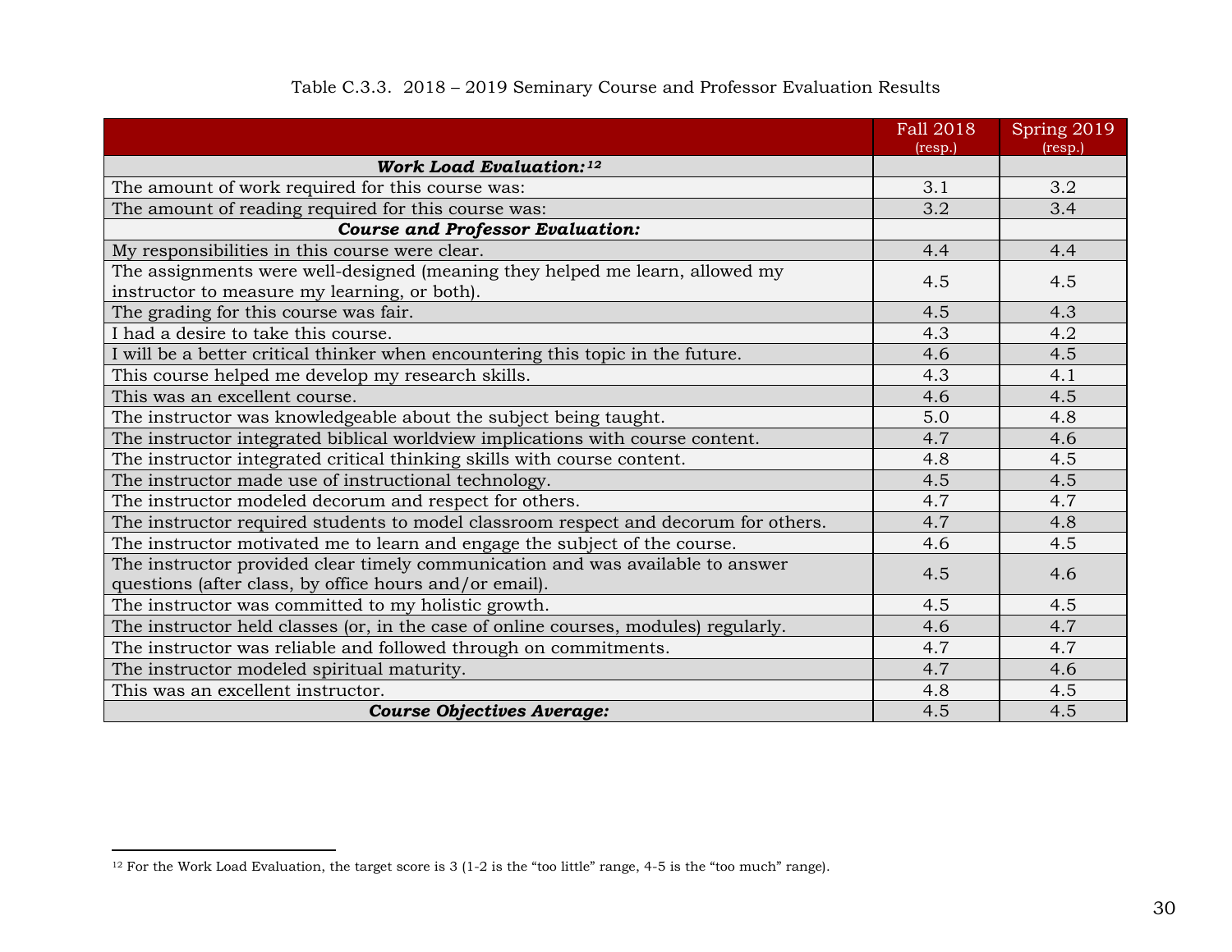Table C.3.3. 2018 – 2019 Seminary Course and Professor Evaluation Results

| | Fall 2018 (resp.) | Spring 2019 (resp.) |
|---|---|---|
| ***Work Load Evaluation:***[12] | | |
| The amount of work required for this course was: | 3.1 | 3.2 |
| The amount of reading required for this course was: | 3.2 | 3.4 |
| ***Course and Professor Evaluation:*** | | |
| My responsibilities in this course were clear. | 4.4 | 4.4 |
| The assignments were well-designed (meaning they helped me learn, allowed my instructor to measure my learning, or both). | 4.5 | 4.5 |
| The grading for this course was fair. | 4.5 | 4.3 |
| I had a desire to take this course. | 4.3 | 4.2 |
| I will be a better critical thinker when encountering this topic in the future. | 4.6 | 4.5 |
| This course helped me develop my research skills. | 4.3 | 4.1 |
| This was an excellent course. | 4.6 | 4.5 |
| The instructor was knowledgeable about the subject being taught. | 5.0 | 4.8 |
| The instructor integrated biblical worldview implications with course content. | 4.7 | 4.6 |
| The instructor integrated critical thinking skills with course content. | 4.8 | 4.5 |
| The instructor made use of instructional technology. | 4.5 | 4.5 |
| The instructor modeled decorum and respect for others. | 4.7 | 4.7 |
| The instructor required students to model classroom respect and decorum for others. | 4.7 | 4.8 |
| The instructor motivated me to learn and engage the subject of the course. | 4.6 | 4.5 |
| The instructor provided clear timely communication and was available to answer questions (after class, by office hours and/or email). | 4.5 | 4.6 |
| The instructor was committed to my holistic growth. | 4.5 | 4.5 |
| The instructor held classes (or, in the case of online courses, modules) regularly. | 4.6 | 4.7 |
| The instructor was reliable and followed through on commitments. | 4.7 | 4.7 |
| The instructor modeled spiritual maturity. | 4.7 | 4.6 |
| This was an excellent instructor. | 4.8 | 4.5 |
| ***Course Objectives Average:*** | 4.5 | 4.5 |

[12] For the Work Load Evaluation, the target score is 3 (1-2 is the "too little" range, 4-5 is the "too much" range).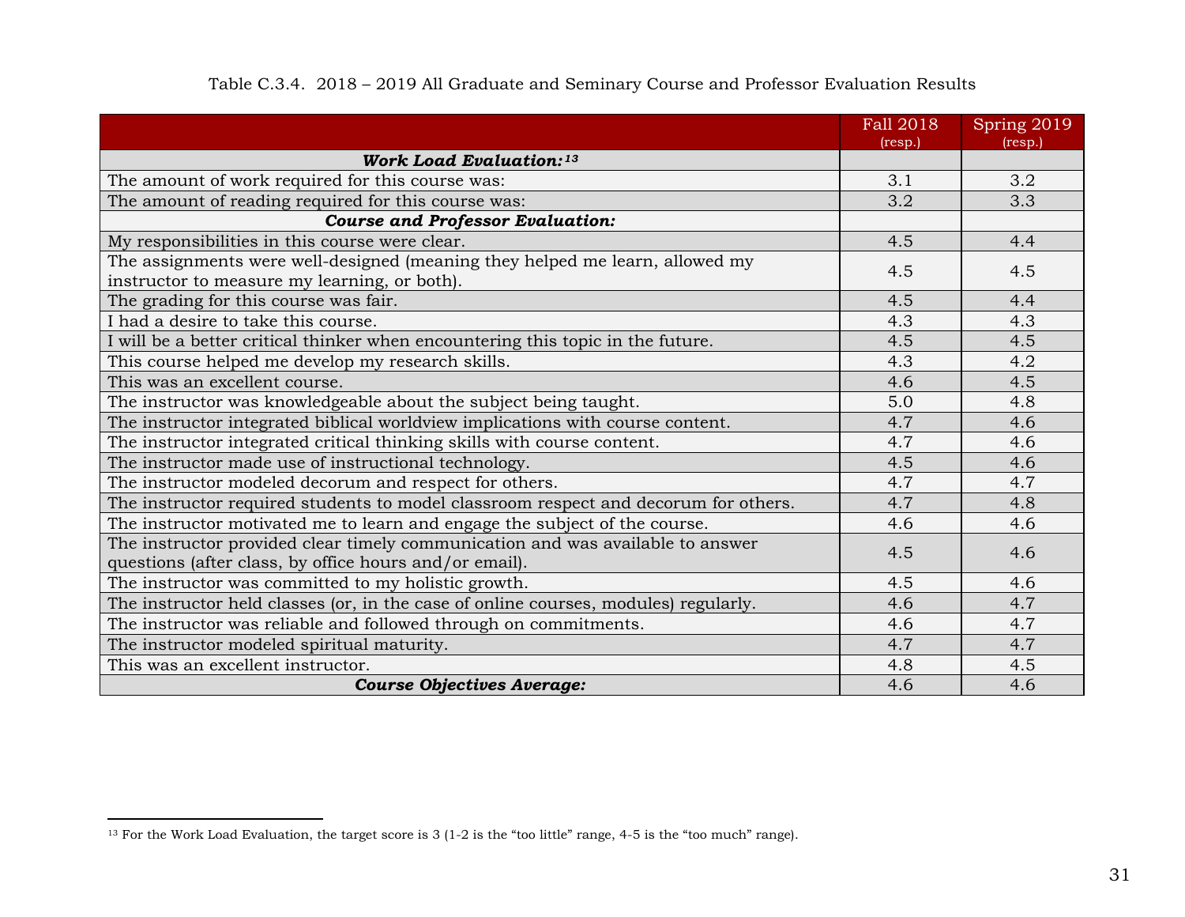Table C.3.4. 2018 – 2019 All Graduate and Seminary Course and Professor Evaluation Results

| | Fall 2018 (resp.) | Spring 2019 (resp.) |
|---|---|---|
| ***Work Load Evaluation:***[13] | | |
| The amount of work required for this course was: | 3.1 | 3.2 |
| The amount of reading required for this course was: | 3.2 | 3.3 |
| ***Course and Professor Evaluation:*** | | |
| My responsibilities in this course were clear. | 4.5 | 4.4 |
| The assignments were well-designed (meaning they helped me learn, allowed my instructor to measure my learning, or both). | 4.5 | 4.5 |
| The grading for this course was fair. | 4.5 | 4.4 |
| I had a desire to take this course. | 4.3 | 4.3 |
| I will be a better critical thinker when encountering this topic in the future. | 4.5 | 4.5 |
| This course helped me develop my research skills. | 4.3 | 4.2 |
| This was an excellent course. | 4.6 | 4.5 |
| The instructor was knowledgeable about the subject being taught. | 5.0 | 4.8 |
| The instructor integrated biblical worldview implications with course content. | 4.7 | 4.6 |
| The instructor integrated critical thinking skills with course content. | 4.7 | 4.6 |
| The instructor made use of instructional technology. | 4.5 | 4.6 |
| The instructor modeled decorum and respect for others. | 4.7 | 4.7 |
| The instructor required students to model classroom respect and decorum for others. | 4.7 | 4.8 |
| The instructor motivated me to learn and engage the subject of the course. | 4.6 | 4.6 |
| The instructor provided clear timely communication and was available to answer questions (after class, by office hours and/or email). | 4.5 | 4.6 |
| The instructor was committed to my holistic growth. | 4.5 | 4.6 |
| The instructor held classes (or, in the case of online courses, modules) regularly. | 4.6 | 4.7 |
| The instructor was reliable and followed through on commitments. | 4.6 | 4.7 |
| The instructor modeled spiritual maturity. | 4.7 | 4.7 |
| This was an excellent instructor. | 4.8 | 4.5 |
| ***Course Objectives Average:*** | 4.6 | 4.6 |

[13] For the Work Load Evaluation, the target score is 3 (1-2 is the "too little" range, 4-5 is the "too much" range).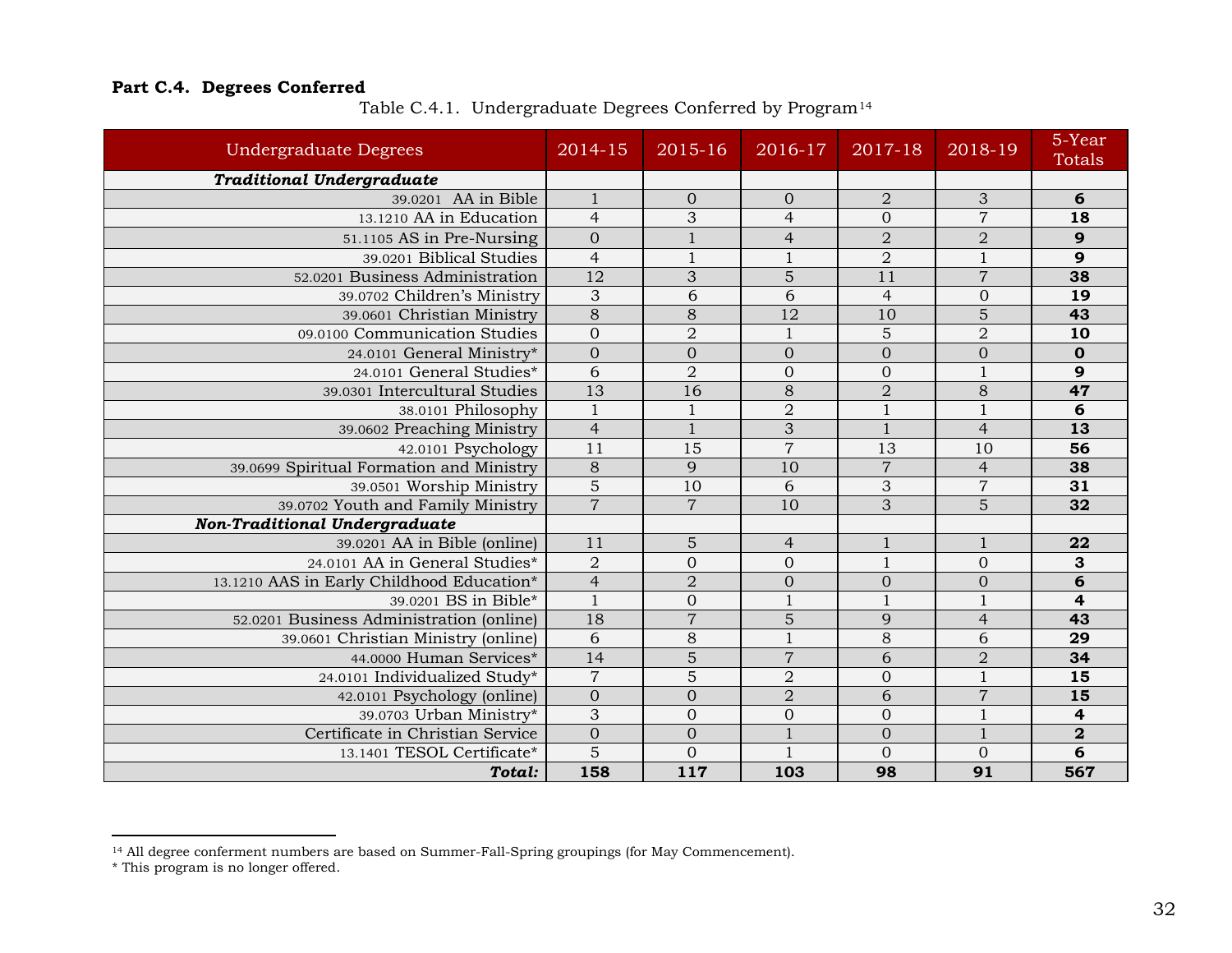### Part C.4. Degrees Conferred

Table C.4.1. Undergraduate Degrees Conferred by Program[14]

| Undergraduate Degrees | 2014-15 | 2015-16 | 2016-17 | 2017-18 | 2018-19 | 5-Year Totals |
|---|---|---|---|---|---|---|
| ***Traditional Undergraduate*** | | | | | | |
| 39.0201 AA in Bible | 1 | 0 | 0 | 2 | 3 | **6** |
| 13.1210 AA in Education | 4 | 3 | 4 | 0 | 7 | **18** |
| 51.1105 AS in Pre-Nursing | 0 | 1 | 4 | 2 | 2 | **9** |
| 39.0201 Biblical Studies | 4 | 1 | 1 | 2 | 1 | **9** |
| 52.0201 Business Administration | 12 | 3 | 5 | 11 | 7 | **38** |
| 39.0702 Children's Ministry | 3 | 6 | 6 | 4 | 0 | **19** |
| 39.0601 Christian Ministry | 8 | 8 | 12 | 10 | 5 | **43** |
| 09.0100 Communication Studies | 0 | 2 | 1 | 5 | 2 | **10** |
| 24.0101 General Ministry* | 0 | 0 | 0 | 0 | 0 | **0** |
| 24.0101 General Studies* | 6 | 2 | 0 | 0 | 1 | **9** |
| 39.0301 Intercultural Studies | 13 | 16 | 8 | 2 | 8 | **47** |
| 38.0101 Philosophy | 1 | 1 | 2 | 1 | 1 | **6** |
| 39.0602 Preaching Ministry | 4 | 1 | 3 | 1 | 4 | **13** |
| 42.0101 Psychology | 11 | 15 | 7 | 13 | 10 | **56** |
| 39.0699 Spiritual Formation and Ministry | 8 | 9 | 10 | 7 | 4 | **38** |
| 39.0501 Worship Ministry | 5 | 10 | 6 | 3 | 7 | **31** |
| 39.0702 Youth and Family Ministry | 7 | 7 | 10 | 3 | 5 | **32** |
| ***Non-Traditional Undergraduate*** | | | | | | |
| 39.0201 AA in Bible (online) | 11 | 5 | 4 | 1 | 1 | **22** |
| 24.0101 AA in General Studies* | 2 | 0 | 0 | 1 | 0 | **3** |
| 13.1210 AAS in Early Childhood Education* | 4 | 2 | 0 | 0 | 0 | **6** |
| 39.0201 BS in Bible* | 1 | 0 | 1 | 1 | 1 | **4** |
| 52.0201 Business Administration (online) | 18 | 7 | 5 | 9 | 4 | **43** |
| 39.0601 Christian Ministry (online) | 6 | 8 | 1 | 8 | 6 | **29** |
| 44.0000 Human Services* | 14 | 5 | 7 | 6 | 2 | **34** |
| 24.0101 Individualized Study* | 7 | 5 | 2 | 0 | 1 | **15** |
| 42.0101 Psychology (online) | 0 | 0 | 2 | 6 | 7 | **15** |
| 39.0703 Urban Ministry* | 3 | 0 | 0 | 0 | 1 | **4** |
| Certificate in Christian Service | 0 | 0 | 1 | 0 | 1 | **2** |
| 13.1401 TESOL Certificate* | 5 | 0 | 1 | 0 | 0 | **6** |
| ***Total:*** | **158** | **117** | **103** | **98** | **91** | **567** |

[14] All degree conferment numbers are based on Summer-Fall-Spring groupings (for May Commencement).

\* This program is no longer offered.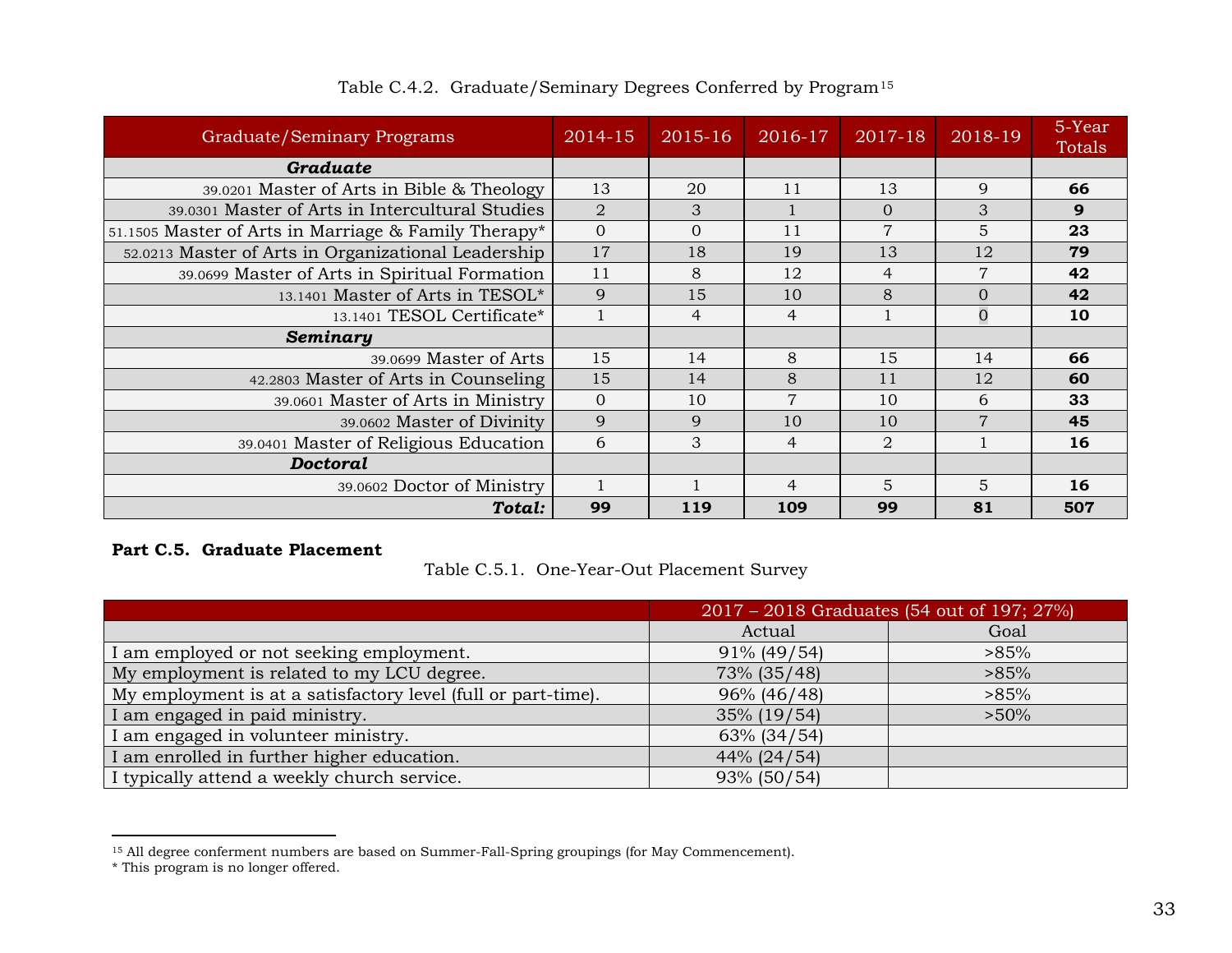Table C.4.2. Graduate/Seminary Degrees Conferred by Program[15]

| Graduate/Seminary Programs | 2014-15 | 2015-16 | 2016-17 | 2017-18 | 2018-19 | 5-Year Totals |
|---|---|---|---|---|---|---|
| ***Graduate*** | | | | | | |
| 39.0201 Master of Arts in Bible & Theology | 13 | 20 | 11 | 13 | 9 | **66** |
| 39.0301 Master of Arts in Intercultural Studies | 2 | 3 | 1 | 0 | 3 | **9** |
| 51.1505 Master of Arts in Marriage & Family Therapy* | 0 | 0 | 11 | 7 | 5 | **23** |
| 52.0213 Master of Arts in Organizational Leadership | 17 | 18 | 19 | 13 | 12 | **79** |
| 39.0699 Master of Arts in Spiritual Formation | 11 | 8 | 12 | 4 | 7 | **42** |
| 13.1401 Master of Arts in TESOL* | 9 | 15 | 10 | 8 | 0 | **42** |
| 13.1401 TESOL Certificate* | 1 | 4 | 4 | 1 | 0 | **10** |
| ***Seminary*** | | | | | | |
| 39.0699 Master of Arts | 15 | 14 | 8 | 15 | 14 | **66** |
| 42.2803 Master of Arts in Counseling | 15 | 14 | 8 | 11 | 12 | **60** |
| 39.0601 Master of Arts in Ministry | 0 | 10 | 7 | 10 | 6 | **33** |
| 39.0602 Master of Divinity | 9 | 9 | 10 | 10 | 7 | **45** |
| 39.0401 Master of Religious Education | 6 | 3 | 4 | 2 | 1 | **16** |
| ***Doctoral*** | | | | | | |
| 39.0602 Doctor of Ministry | 1 | 1 | 4 | 5 | 5 | **16** |
| ***Total:*** | **99** | **119** | **109** | **99** | **81** | **507** |

**Part C.5. Graduate Placement**

Table C.5.1. One-Year-Out Placement Survey

| | 2017 – 2018 Graduates (54 out of 197; 27%) | |
|---|---|---|
| | Actual | Goal |
| I am employed or not seeking employment. | 91% (49/54) | >85% |
| My employment is related to my LCU degree. | 73% (35/48) | >85% |
| My employment is at a satisfactory level (full or part-time). | 96% (46/48) | >85% |
| I am engaged in paid ministry. | 35% (19/54) | >50% |
| I am engaged in volunteer ministry. | 63% (34/54) | |
| I am enrolled in further higher education. | 44% (24/54) | |
| I typically attend a weekly church service. | 93% (50/54) | |

[15] All degree conferment numbers are based on Summer-Fall-Spring groupings (for May Commencement).

* This program is no longer offered.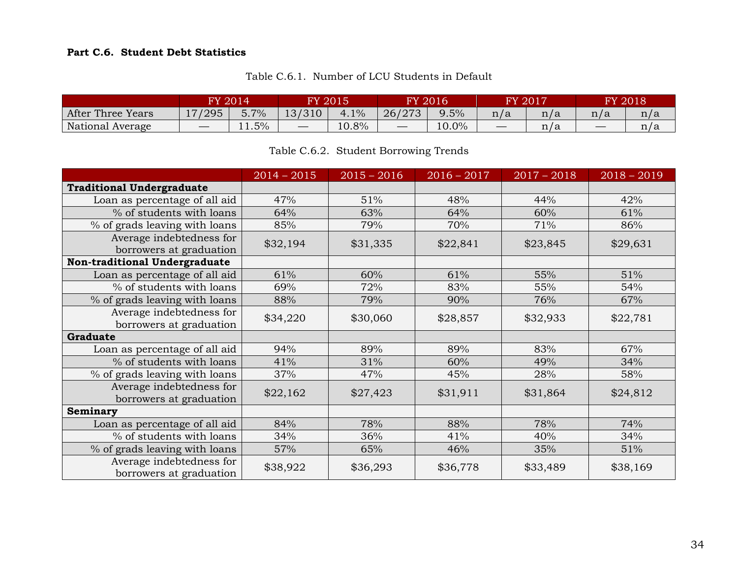**Part C.6. Student Debt Statistics**

Table C.6.1. Number of LCU Students in Default

| | FY 2014 | | FY 2015 | | FY 2016 | | FY 2017 | | FY 2018 | |
|---|---|---|---|---|---|---|---|---|---|---|
| After Three Years | 17/295 | 5.7% | 13/310 | 4.1% | 26/273 | 9.5% | n/a | n/a | n/a | n/a |
| National Average | — | 11.5% | — | 10.8% | — | 10.0% | — | n/a | — | n/a |

Table C.6.2. Student Borrowing Trends

| | 2014 – 2015 | 2015 – 2016 | 2016 – 2017 | 2017 – 2018 | 2018 – 2019 |
|---|---|---|---|---|---|
| **Traditional Undergraduate** | | | | | |
| Loan as percentage of all aid | 47% | 51% | 48% | 44% | 42% |
| % of students with loans | 64% | 63% | 64% | 60% | 61% |
| % of grads leaving with loans | 85% | 79% | 70% | 71% | 86% |
| Average indebtedness for borrowers at graduation | $32,194 | $31,335 | $22,841 | $23,845 | $29,631 |
| **Non-traditional Undergraduate** | | | | | |
| Loan as percentage of all aid | 61% | 60% | 61% | 55% | 51% |
| % of students with loans | 69% | 72% | 83% | 55% | 54% |
| % of grads leaving with loans | 88% | 79% | 90% | 76% | 67% |
| Average indebtedness for borrowers at graduation | $34,220 | $30,060 | $28,857 | $32,933 | $22,781 |
| **Graduate** | | | | | |
| Loan as percentage of all aid | 94% | 89% | 89% | 83% | 67% |
| % of students with loans | 41% | 31% | 60% | 49% | 34% |
| % of grads leaving with loans | 37% | 47% | 45% | 28% | 58% |
| Average indebtedness for borrowers at graduation | $22,162 | $27,423 | $31,911 | $31,864 | $24,812 |
| **Seminary** | | | | | |
| Loan as percentage of all aid | 84% | 78% | 88% | 78% | 74% |
| % of students with loans | 34% | 36% | 41% | 40% | 34% |
| % of grads leaving with loans | 57% | 65% | 46% | 35% | 51% |
| Average indebtedness for borrowers at graduation | $38,922 | $36,293 | $36,778 | $33,489 | $38,169 |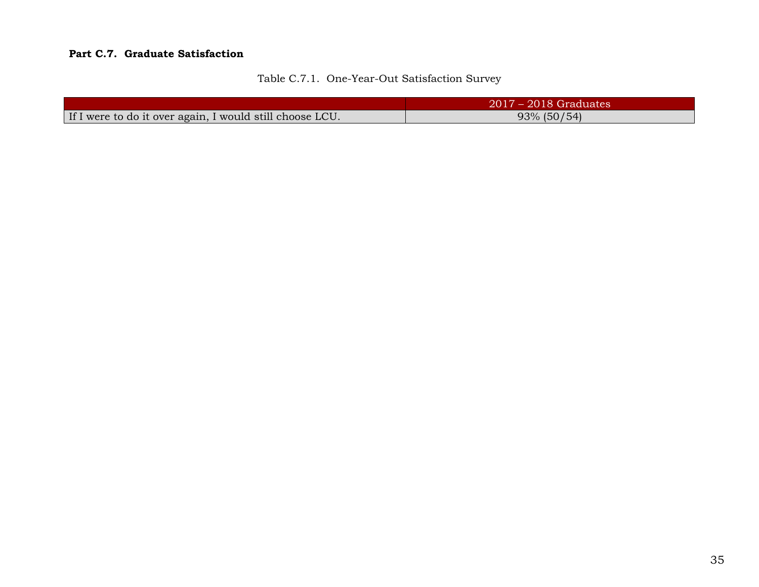**Part C.7. Graduate Satisfaction**

Table C.7.1. One-Year-Out Satisfaction Survey

| | 2017 – 2018 Graduates |
|---|---|
| If I were to do it over again, I would still choose LCU. | 93% (50/54) |